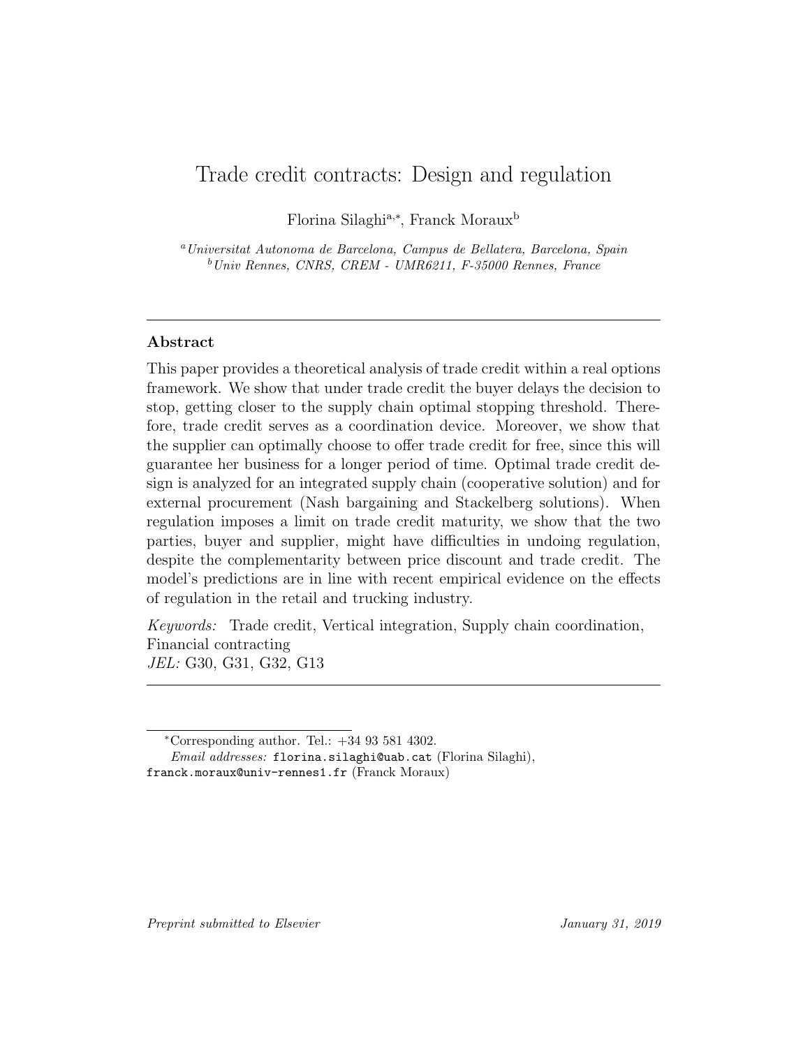# Trade credit contracts: Design and regulation

Florina Silaghi[a,*], Franck Moraux[b]

[a] *Universitat Autonoma de Barcelona, Campus de Bellatera, Barcelona, Spain*
[b] *Univ Rennes, CNRS, CREM - UMR6211, F-35000 Rennes, France*

---

## Abstract

This paper provides a theoretical analysis of trade credit within a real options framework. We show that under trade credit the buyer delays the decision to stop, getting closer to the supply chain optimal stopping threshold. Therefore, trade credit serves as a coordination device. Moreover, we show that the supplier can optimally choose to offer trade credit for free, since this will guarantee her business for a longer period of time. Optimal trade credit design is analyzed for an integrated supply chain (cooperative solution) and for external procurement (Nash bargaining and Stackelberg solutions). When regulation imposes a limit on trade credit maturity, we show that the two parties, buyer and supplier, might have difficulties in undoing regulation, despite the complementarity between price discount and trade credit. The model's predictions are in line with recent empirical evidence on the effects of regulation in the retail and trucking industry.

*Keywords:* Trade credit, Vertical integration, Supply chain coordination, Financial contracting
*JEL:* G30, G31, G32, G13

---

[*] Corresponding author. Tel.: +34 93 581 4302.
*Email addresses:* florina.silaghi@uab.cat (Florina Silaghi), franck.moraux@univ-rennes1.fr (Franck Moraux)

*Preprint submitted to Elsevier* *January 31, 2019*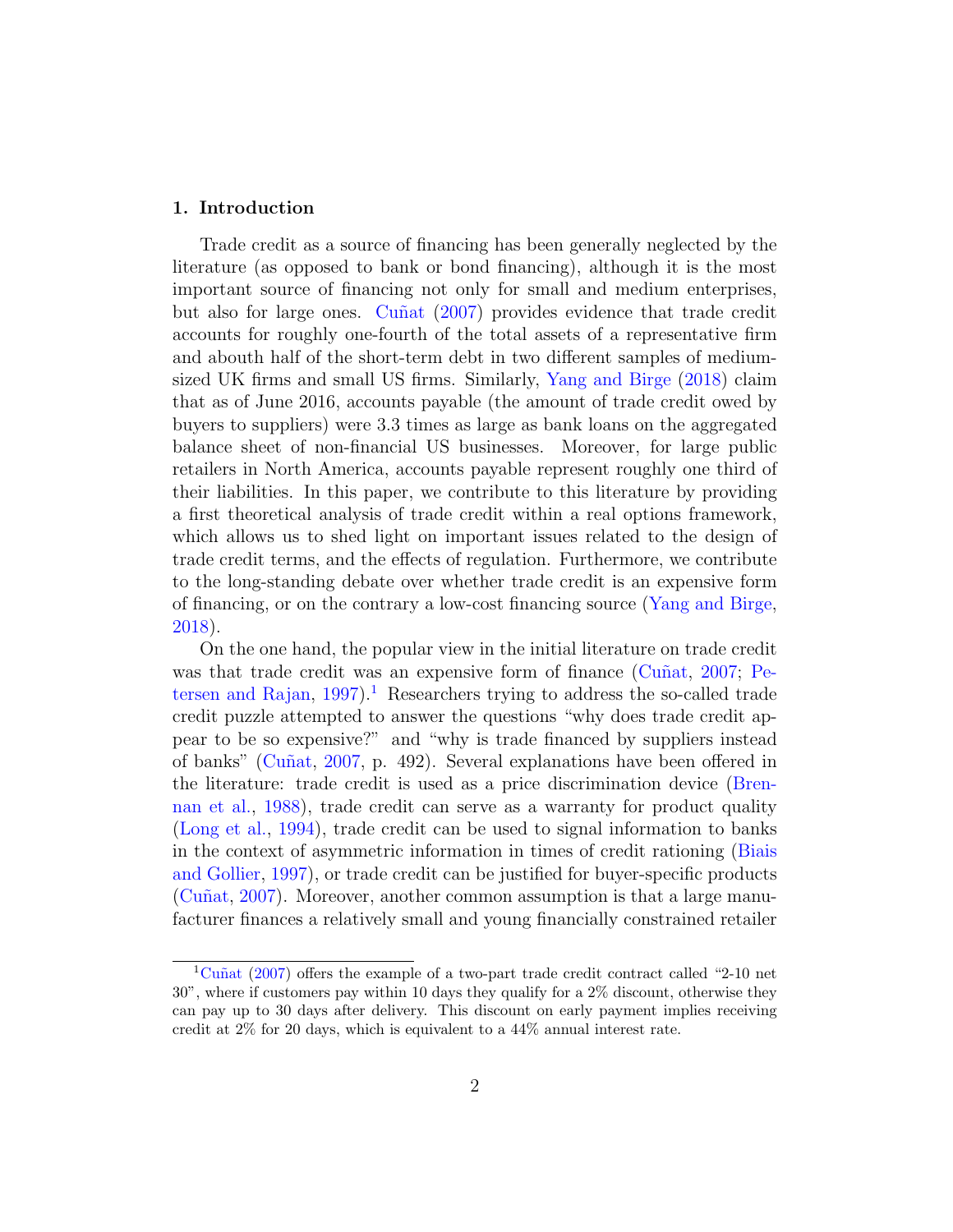## 1. Introduction

Trade credit as a source of financing has been generally neglected by the literature (as opposed to bank or bond financing), although it is the most important source of financing not only for small and medium enterprises, but also for large ones. Cuñat (2007) provides evidence that trade credit accounts for roughly one-fourth of the total assets of a representative firm and abouth half of the short-term debt in two different samples of medium-sized UK firms and small US firms. Similarly, Yang and Birge (2018) claim that as of June 2016, accounts payable (the amount of trade credit owed by buyers to suppliers) were 3.3 times as large as bank loans on the aggregated balance sheet of non-financial US businesses. Moreover, for large public retailers in North America, accounts payable represent roughly one third of their liabilities. In this paper, we contribute to this literature by providing a first theoretical analysis of trade credit within a real options framework, which allows us to shed light on important issues related to the design of trade credit terms, and the effects of regulation. Furthermore, we contribute to the long-standing debate over whether trade credit is an expensive form of financing, or on the contrary a low-cost financing source (Yang and Birge, 2018).

On the one hand, the popular view in the initial literature on trade credit was that trade credit was an expensive form of finance (Cuñat, 2007; Petersen and Rajan, 1997).[1] Researchers trying to address the so-called trade credit puzzle attempted to answer the questions "why does trade credit appear to be so expensive?" and "why is trade financed by suppliers instead of banks" (Cuñat, 2007, p. 492). Several explanations have been offered in the literature: trade credit is used as a price discrimination device (Brennan et al., 1988), trade credit can serve as a warranty for product quality (Long et al., 1994), trade credit can be used to signal information to banks in the context of asymmetric information in times of credit rationing (Biais and Gollier, 1997), or trade credit can be justified for buyer-specific products (Cuñat, 2007). Moreover, another common assumption is that a large manufacturer finances a relatively small and young financially constrained retailer

[1] Cuñat (2007) offers the example of a two-part trade credit contract called "2-10 net 30", where if customers pay within 10 days they qualify for a 2% discount, otherwise they can pay up to 30 days after delivery. This discount on early payment implies receiving credit at 2% for 20 days, which is equivalent to a 44% annual interest rate.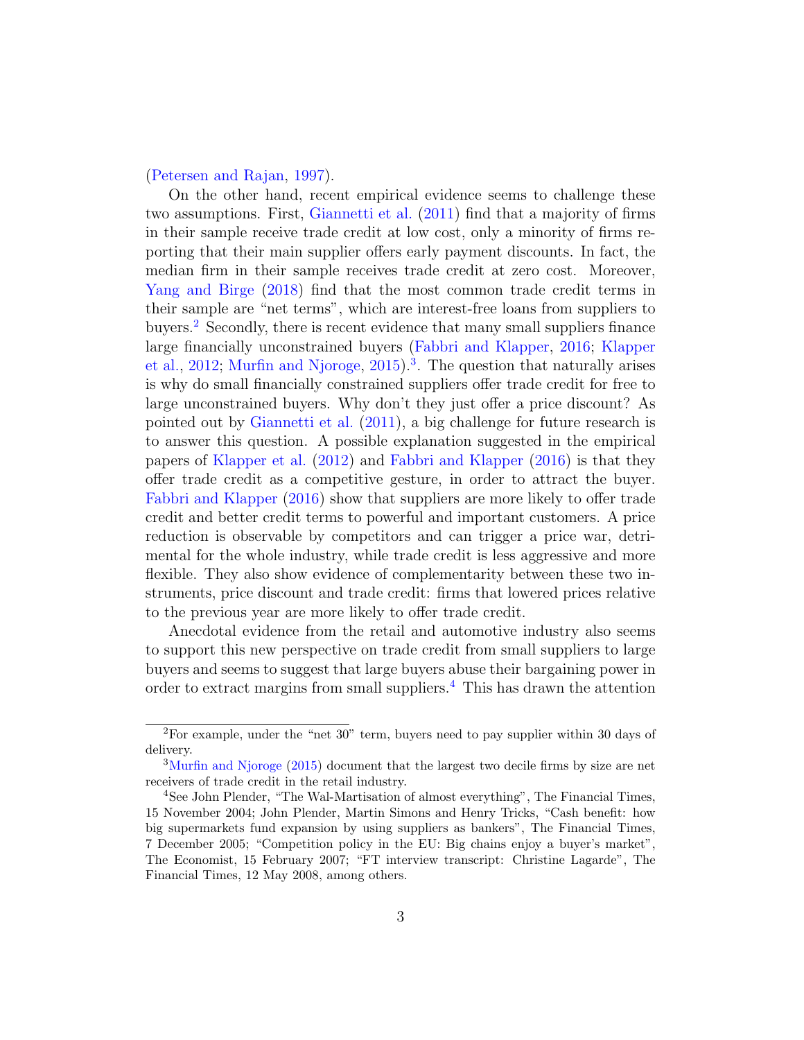(Petersen and Rajan, 1997).

On the other hand, recent empirical evidence seems to challenge these two assumptions. First, Giannetti et al. (2011) find that a majority of firms in their sample receive trade credit at low cost, only a minority of firms reporting that their main supplier offers early payment discounts. In fact, the median firm in their sample receives trade credit at zero cost. Moreover, Yang and Birge (2018) find that the most common trade credit terms in their sample are "net terms", which are interest-free loans from suppliers to buyers.[2] Secondly, there is recent evidence that many small suppliers finance large financially unconstrained buyers (Fabbri and Klapper, 2016; Klapper et al., 2012; Murfin and Njoroge, 2015).[3]. The question that naturally arises is why do small financially constrained suppliers offer trade credit for free to large unconstrained buyers. Why don't they just offer a price discount? As pointed out by Giannetti et al. (2011), a big challenge for future research is to answer this question. A possible explanation suggested in the empirical papers of Klapper et al. (2012) and Fabbri and Klapper (2016) is that they offer trade credit as a competitive gesture, in order to attract the buyer. Fabbri and Klapper (2016) show that suppliers are more likely to offer trade credit and better credit terms to powerful and important customers. A price reduction is observable by competitors and can trigger a price war, detrimental for the whole industry, while trade credit is less aggressive and more flexible. They also show evidence of complementarity between these two instruments, price discount and trade credit: firms that lowered prices relative to the previous year are more likely to offer trade credit.

Anecdotal evidence from the retail and automotive industry also seems to support this new perspective on trade credit from small suppliers to large buyers and seems to suggest that large buyers abuse their bargaining power in order to extract margins from small suppliers.[4] This has drawn the attention

[2] For example, under the "net 30" term, buyers need to pay supplier within 30 days of delivery.

[3] Murfin and Njoroge (2015) document that the largest two decile firms by size are net receivers of trade credit in the retail industry.

[4] See John Plender, "The Wal-Martisation of almost everything", The Financial Times, 15 November 2004; John Plender, Martin Simons and Henry Tricks, "Cash benefit: how big supermarkets fund expansion by using suppliers as bankers", The Financial Times, 7 December 2005; "Competition policy in the EU: Big chains enjoy a buyer's market", The Economist, 15 February 2007; "FT interview transcript: Christine Lagarde", The Financial Times, 12 May 2008, among others.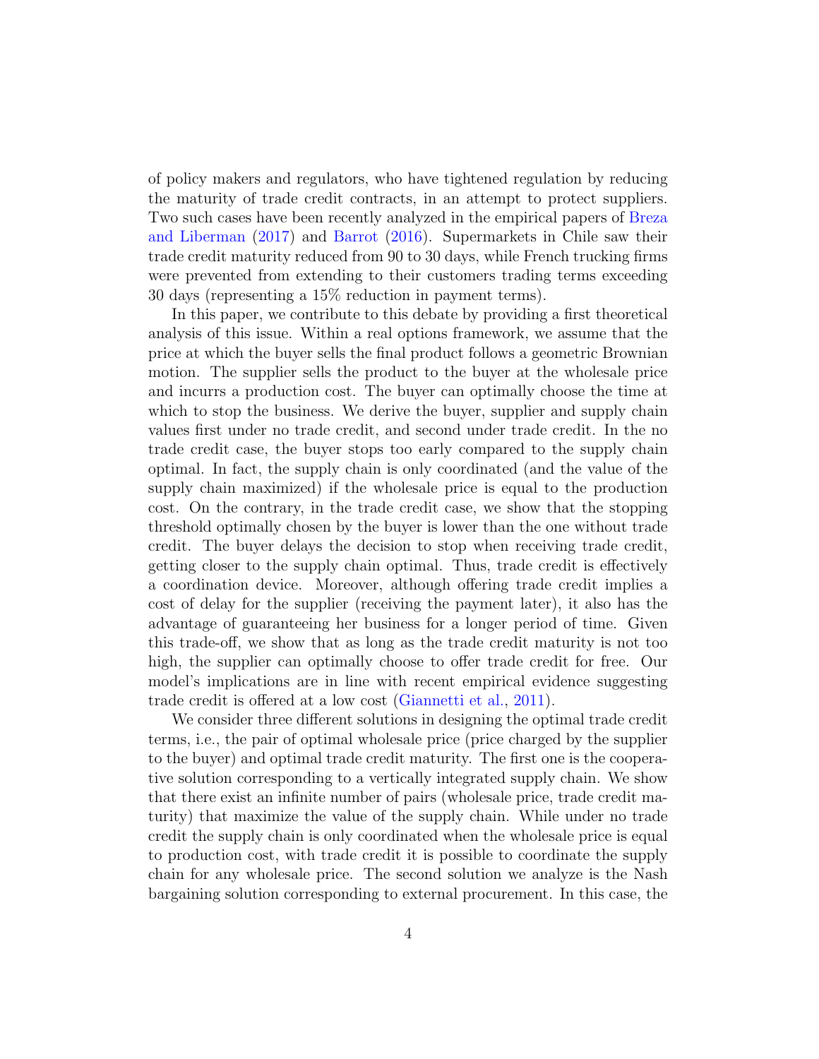of policy makers and regulators, who have tightened regulation by reducing the maturity of trade credit contracts, in an attempt to protect suppliers. Two such cases have been recently analyzed in the empirical papers of Breza and Liberman (2017) and Barrot (2016). Supermarkets in Chile saw their trade credit maturity reduced from 90 to 30 days, while French trucking firms were prevented from extending to their customers trading terms exceeding 30 days (representing a 15% reduction in payment terms).

In this paper, we contribute to this debate by providing a first theoretical analysis of this issue. Within a real options framework, we assume that the price at which the buyer sells the final product follows a geometric Brownian motion. The supplier sells the product to the buyer at the wholesale price and incurrs a production cost. The buyer can optimally choose the time at which to stop the business. We derive the buyer, supplier and supply chain values first under no trade credit, and second under trade credit. In the no trade credit case, the buyer stops too early compared to the supply chain optimal. In fact, the supply chain is only coordinated (and the value of the supply chain maximized) if the wholesale price is equal to the production cost. On the contrary, in the trade credit case, we show that the stopping threshold optimally chosen by the buyer is lower than the one without trade credit. The buyer delays the decision to stop when receiving trade credit, getting closer to the supply chain optimal. Thus, trade credit is effectively a coordination device. Moreover, although offering trade credit implies a cost of delay for the supplier (receiving the payment later), it also has the advantage of guaranteeing her business for a longer period of time. Given this trade-off, we show that as long as the trade credit maturity is not too high, the supplier can optimally choose to offer trade credit for free. Our model's implications are in line with recent empirical evidence suggesting trade credit is offered at a low cost (Giannetti et al., 2011).

We consider three different solutions in designing the optimal trade credit terms, i.e., the pair of optimal wholesale price (price charged by the supplier to the buyer) and optimal trade credit maturity. The first one is the cooperative solution corresponding to a vertically integrated supply chain. We show that there exist an infinite number of pairs (wholesale price, trade credit maturity) that maximize the value of the supply chain. While under no trade credit the supply chain is only coordinated when the wholesale price is equal to production cost, with trade credit it is possible to coordinate the supply chain for any wholesale price. The second solution we analyze is the Nash bargaining solution corresponding to external procurement. In this case, the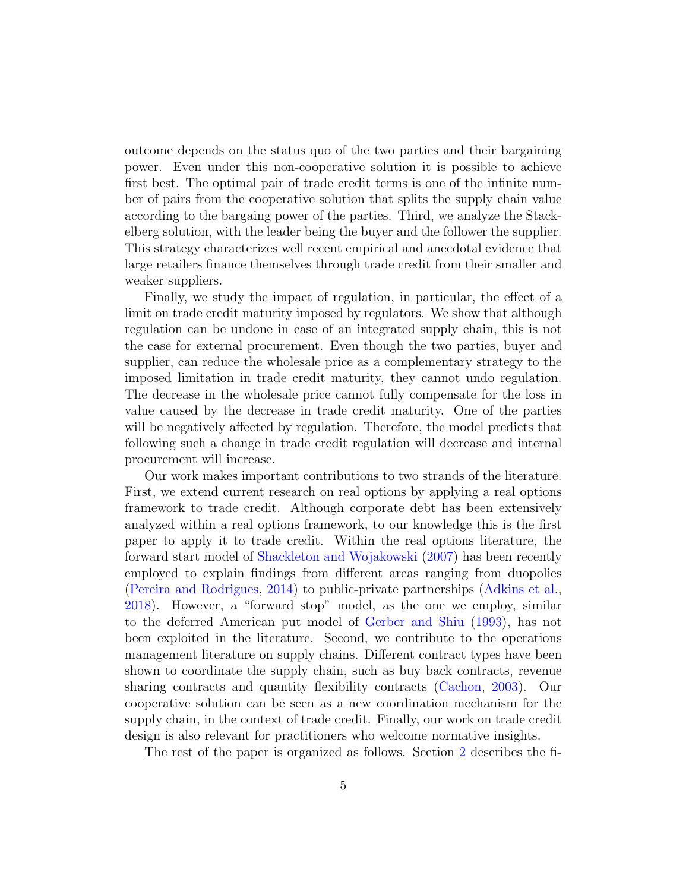outcome depends on the status quo of the two parties and their bargaining power. Even under this non-cooperative solution it is possible to achieve first best. The optimal pair of trade credit terms is one of the infinite number of pairs from the cooperative solution that splits the supply chain value according to the bargaing power of the parties. Third, we analyze the Stackelberg solution, with the leader being the buyer and the follower the supplier. This strategy characterizes well recent empirical and anecdotal evidence that large retailers finance themselves through trade credit from their smaller and weaker suppliers.

Finally, we study the impact of regulation, in particular, the effect of a limit on trade credit maturity imposed by regulators. We show that although regulation can be undone in case of an integrated supply chain, this is not the case for external procurement. Even though the two parties, buyer and supplier, can reduce the wholesale price as a complementary strategy to the imposed limitation in trade credit maturity, they cannot undo regulation. The decrease in the wholesale price cannot fully compensate for the loss in value caused by the decrease in trade credit maturity. One of the parties will be negatively affected by regulation. Therefore, the model predicts that following such a change in trade credit regulation will decrease and internal procurement will increase.

Our work makes important contributions to two strands of the literature. First, we extend current research on real options by applying a real options framework to trade credit. Although corporate debt has been extensively analyzed within a real options framework, to our knowledge this is the first paper to apply it to trade credit. Within the real options literature, the forward start model of Shackleton and Wojakowski (2007) has been recently employed to explain findings from different areas ranging from duopolies (Pereira and Rodrigues, 2014) to public-private partnerships (Adkins et al., 2018). However, a "forward stop" model, as the one we employ, similar to the deferred American put model of Gerber and Shiu (1993), has not been exploited in the literature. Second, we contribute to the operations management literature on supply chains. Different contract types have been shown to coordinate the supply chain, such as buy back contracts, revenue sharing contracts and quantity flexibility contracts (Cachon, 2003). Our cooperative solution can be seen as a new coordination mechanism for the supply chain, in the context of trade credit. Finally, our work on trade credit design is also relevant for practitioners who welcome normative insights.

The rest of the paper is organized as follows. Section 2 describes the fi-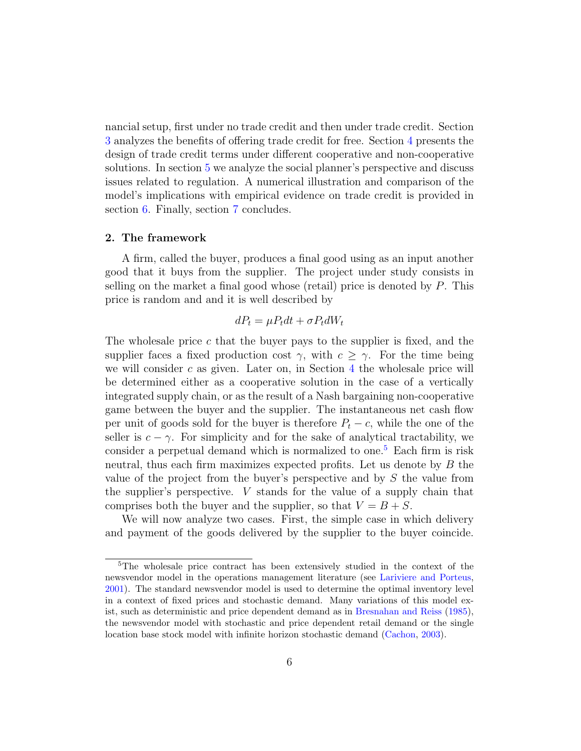nancial setup, first under no trade credit and then under trade credit. Section 3 analyzes the benefits of offering trade credit for free. Section 4 presents the design of trade credit terms under different cooperative and non-cooperative solutions. In section 5 we analyze the social planner's perspective and discuss issues related to regulation. A numerical illustration and comparison of the model's implications with empirical evidence on trade credit is provided in section 6. Finally, section 7 concludes.

## 2. The framework

A firm, called the buyer, produces a final good using as an input another good that it buys from the supplier. The project under study consists in selling on the market a final good whose (retail) price is denoted by $P$. This price is random and and it is well described by

$$dP_t = \mu P_t dt + \sigma P_t dW_t$$

The wholesale price $c$ that the buyer pays to the supplier is fixed, and the supplier faces a fixed production cost $\gamma$, with $c \geq \gamma$. For the time being we will consider $c$ as given. Later on, in Section 4 the wholesale price will be determined either as a cooperative solution in the case of a vertically integrated supply chain, or as the result of a Nash bargaining non-cooperative game between the buyer and the supplier. The instantaneous net cash flow per unit of goods sold for the buyer is therefore $P_t - c$, while the one of the seller is $c - \gamma$. For simplicity and for the sake of analytical tractability, we consider a perpetual demand which is normalized to one.[5] Each firm is risk neutral, thus each firm maximizes expected profits. Let us denote by $B$ the value of the project from the buyer's perspective and by $S$ the value from the supplier's perspective. $V$ stands for the value of a supply chain that comprises both the buyer and the supplier, so that $V = B + S$.

We will now analyze two cases. First, the simple case in which delivery and payment of the goods delivered by the supplier to the buyer coincide.

[5] The wholesale price contract has been extensively studied in the context of the newsvendor model in the operations management literature (see Lariviere and Porteus, 2001). The standard newsvendor model is used to determine the optimal inventory level in a context of fixed prices and stochastic demand. Many variations of this model exist, such as deterministic and price dependent demand as in Bresnahan and Reiss (1985), the newsvendor model with stochastic and price dependent retail demand or the single location base stock model with infinite horizon stochastic demand (Cachon, 2003).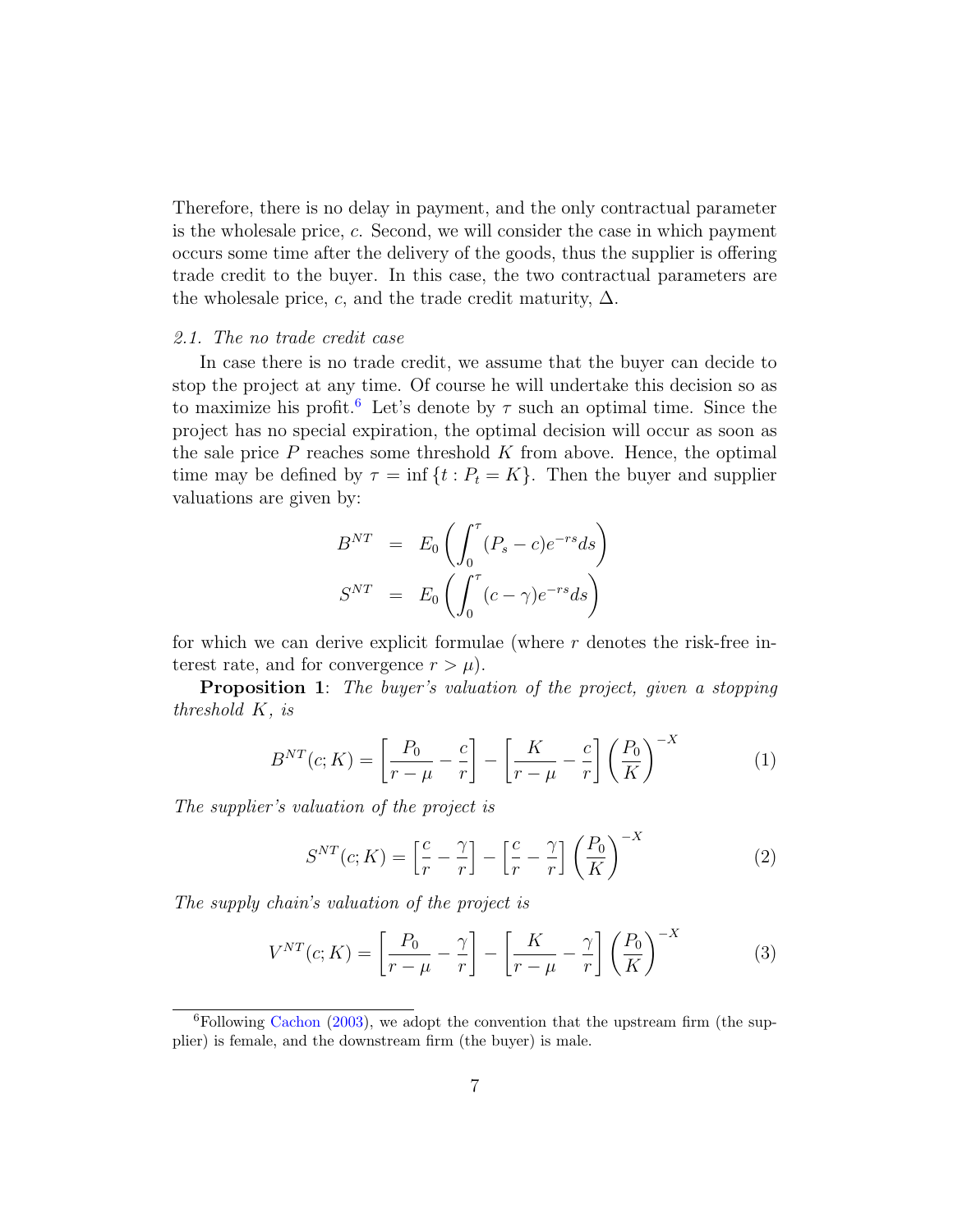Therefore, there is no delay in payment, and the only contractual parameter is the wholesale price, $c$. Second, we will consider the case in which payment occurs some time after the delivery of the goods, thus the supplier is offering trade credit to the buyer. In this case, the two contractual parameters are the wholesale price, $c$, and the trade credit maturity, $\Delta$.

### *2.1. The no trade credit case*

In case there is no trade credit, we assume that the buyer can decide to stop the project at any time. Of course he will undertake this decision so as to maximize his profit.[6] Let's denote by $\tau$ such an optimal time. Since the project has no special expiration, the optimal decision will occur as soon as the sale price $P$ reaches some threshold $K$ from above. Hence, the optimal time may be defined by $\tau = \inf \{t : P_t = K\}$. Then the buyer and supplier valuations are given by:

$$
\begin{aligned}
B^{NT} &= E_0 \left( \int_0^{\tau} (P_s - c) e^{-rs} ds \right) \\
S^{NT} &= E_0 \left( \int_0^{\tau} (c - \gamma) e^{-rs} ds \right)
\end{aligned}
$$

for which we can derive explicit formulae (where $r$ denotes the risk-free interest rate, and for convergence $r > \mu$).

**Proposition 1**: *The buyer's valuation of the project, given a stopping threshold $K$, is*

$$
B^{NT}(c; K) = \left[ \frac{P_0}{r - \mu} - \frac{c}{r} \right] - \left[ \frac{K}{r - \mu} - \frac{c}{r} \right] \left( \frac{P_0}{K} \right)^{-X} \tag{1}
$$

*The supplier's valuation of the project is*

$$
S^{NT}(c; K) = \left[ \frac{c}{r} - \frac{\gamma}{r} \right] - \left[ \frac{c}{r} - \frac{\gamma}{r} \right] \left( \frac{P_0}{K} \right)^{-X} \tag{2}
$$

*The supply chain's valuation of the project is*

$$
V^{NT}(c; K) = \left[ \frac{P_0}{r - \mu} - \frac{\gamma}{r} \right] - \left[ \frac{K}{r - \mu} - \frac{\gamma}{r} \right] \left( \frac{P_0}{K} \right)^{-X} \tag{3}
$$

[6] Following Cachon (2003), we adopt the convention that the upstream firm (the supplier) is female, and the downstream firm (the buyer) is male.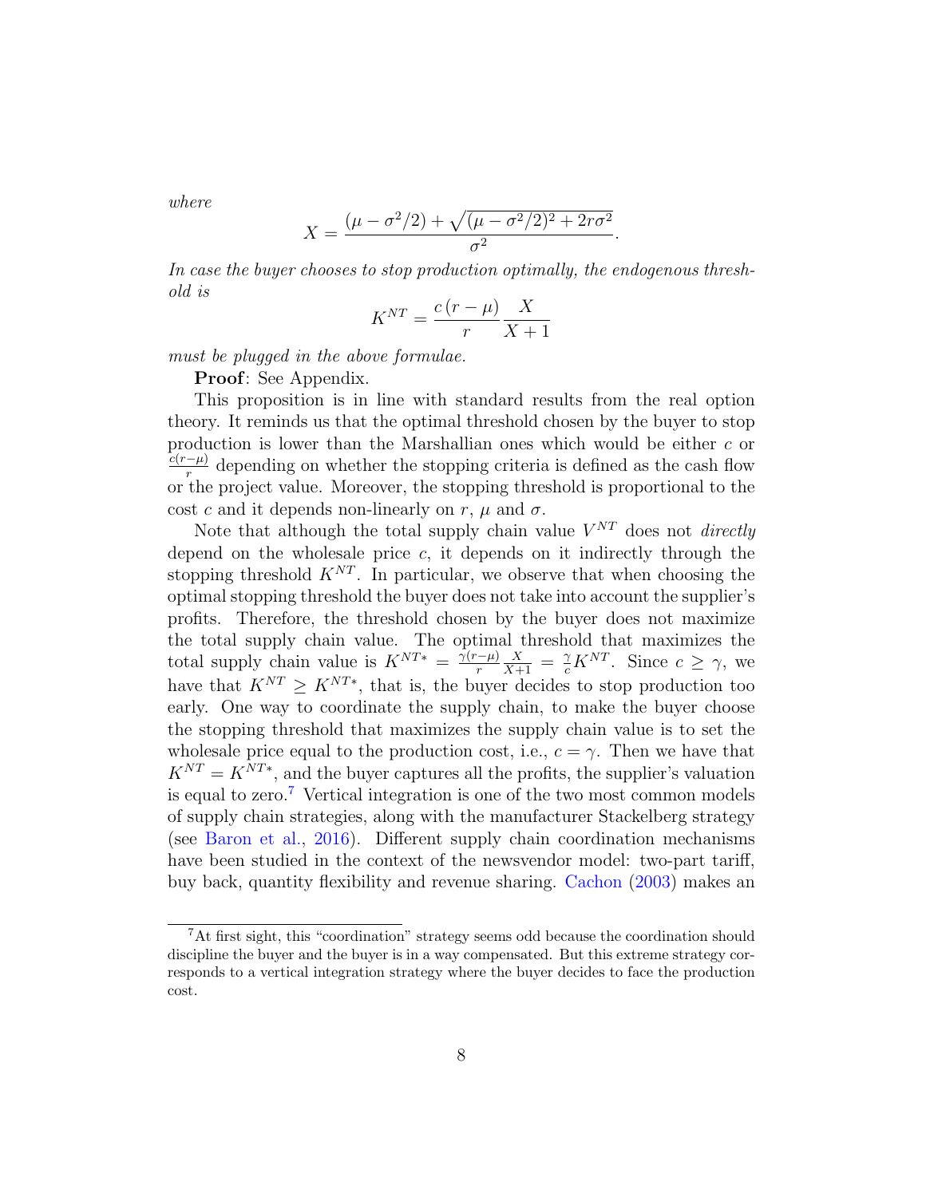*where*

$$X = \frac{(\mu - \sigma^2/2) + \sqrt{(\mu - \sigma^2/2)^2 + 2r\sigma^2}}{\sigma^2}.$$

*In case the buyer chooses to stop production optimally, the endogenous threshold is*

$$K^{NT} = \frac{c\,(r-\mu)}{r}\frac{X}{X+1}$$

*must be plugged in the above formulae.*

**Proof**: See Appendix.

This proposition is in line with standard results from the real option theory. It reminds us that the optimal threshold chosen by the buyer to stop production is lower than the Marshallian ones which would be either $c$ or $\frac{c(r-\mu)}{r}$ depending on whether the stopping criteria is defined as the cash flow or the project value. Moreover, the stopping threshold is proportional to the cost $c$ and it depends non-linearly on $r$, $\mu$ and $\sigma$.

Note that although the total supply chain value $V^{NT}$ does not *directly* depend on the wholesale price $c$, it depends on it indirectly through the stopping threshold $K^{NT}$. In particular, we observe that when choosing the optimal stopping threshold the buyer does not take into account the supplier's profits. Therefore, the threshold chosen by the buyer does not maximize the total supply chain value. The optimal threshold that maximizes the total supply chain value is $K^{NT*} = \frac{\gamma(r-\mu)}{r}\frac{X}{X+1} = \frac{\gamma}{c}K^{NT}$. Since $c \geq \gamma$, we have that $K^{NT} \geq K^{NT*}$, that is, the buyer decides to stop production too early. One way to coordinate the supply chain, to make the buyer choose the stopping threshold that maximizes the supply chain value is to set the wholesale price equal to the production cost, i.e., $c = \gamma$. Then we have that $K^{NT} = K^{NT*}$, and the buyer captures all the profits, the supplier's valuation is equal to zero.[7] Vertical integration is one of the two most common models of supply chain strategies, along with the manufacturer Stackelberg strategy (see Baron et al., 2016). Different supply chain coordination mechanisms have been studied in the context of the newsvendor model: two-part tariff, buy back, quantity flexibility and revenue sharing. Cachon (2003) makes an

[7] At first sight, this "coordination" strategy seems odd because the coordination should discipline the buyer and the buyer is in a way compensated. But this extreme strategy corresponds to a vertical integration strategy where the buyer decides to face the production cost.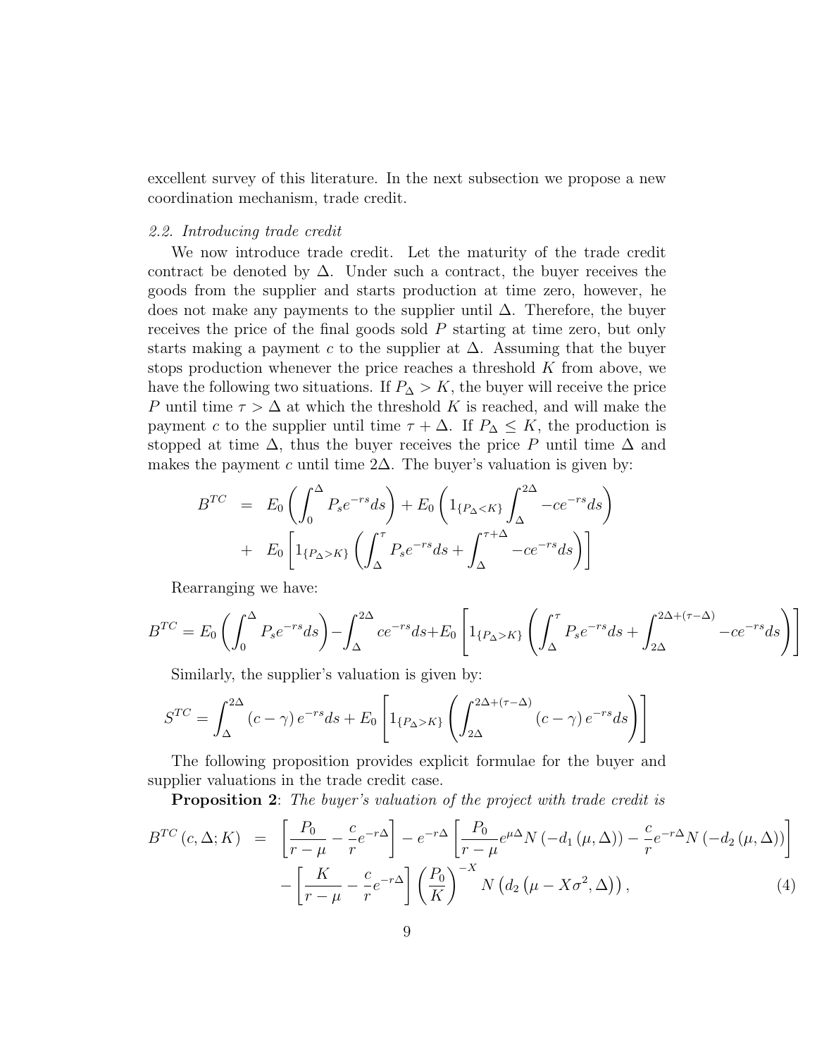excellent survey of this literature. In the next subsection we propose a new coordination mechanism, trade credit.

### 2.2. Introducing trade credit

We now introduce trade credit. Let the maturity of the trade credit contract be denoted by $\Delta$. Under such a contract, the buyer receives the goods from the supplier and starts production at time zero, however, he does not make any payments to the supplier until $\Delta$. Therefore, the buyer receives the price of the final goods sold $P$ starting at time zero, but only starts making a payment $c$ to the supplier at $\Delta$. Assuming that the buyer stops production whenever the price reaches a threshold $K$ from above, we have the following two situations. If $P_\Delta > K$, the buyer will receive the price $P$ until time $\tau > \Delta$ at which the threshold $K$ is reached, and will make the payment $c$ to the supplier until time $\tau + \Delta$. If $P_\Delta \leq K$, the production is stopped at time $\Delta$, thus the buyer receives the price $P$ until time $\Delta$ and makes the payment $c$ until time $2\Delta$. The buyer's valuation is given by:

$$
\begin{aligned}
B^{TC} &= E_0\left(\int_0^{\Delta} P_s e^{-rs} ds\right) + E_0\left(1_{\{P_\Delta < K\}} \int_{\Delta}^{2\Delta} -c e^{-rs} ds\right) \\
&+ E_0\left[1_{\{P_\Delta > K\}}\left(\int_{\Delta}^{\tau} P_s e^{-rs} ds + \int_{\Delta}^{\tau+\Delta} -c e^{-rs} ds\right)\right]
\end{aligned}
$$

Rearranging we have:

$$
B^{TC} = E_0\left(\int_0^{\Delta} P_s e^{-rs} ds\right) - \int_{\Delta}^{2\Delta} c e^{-rs} ds + E_0\left[1_{\{P_\Delta > K\}}\left(\int_{\Delta}^{\tau} P_s e^{-rs} ds + \int_{2\Delta}^{2\Delta+(\tau-\Delta)} -c e^{-rs} ds\right)\right]
$$

Similarly, the supplier's valuation is given by:

$$
S^{TC} = \int_{\Delta}^{2\Delta} (c-\gamma) e^{-rs} ds + E_0\left[1_{\{P_\Delta > K\}}\left(\int_{2\Delta}^{2\Delta+(\tau-\Delta)} (c-\gamma) e^{-rs} ds\right)\right]
$$

The following proposition provides explicit formulae for the buyer and supplier valuations in the trade credit case.

**Proposition 2**: *The buyer's valuation of the project with trade credit is*

$$
\begin{aligned}
B^{TC}(c,\Delta;K) &= \left[\frac{P_0}{r-\mu} - \frac{c}{r}e^{-r\Delta}\right] - e^{-r\Delta}\left[\frac{P_0}{r-\mu}e^{\mu\Delta}N\left(-d_1(\mu,\Delta)\right) - \frac{c}{r}e^{-r\Delta}N\left(-d_2(\mu,\Delta)\right)\right] \\
&- \left[\frac{K}{r-\mu} - \frac{c}{r}e^{-r\Delta}\right]\left(\frac{P_0}{K}\right)^{-X} N\left(d_2\left(\mu - X\sigma^2, \Delta\right)\right), \qquad (4)
\end{aligned}
$$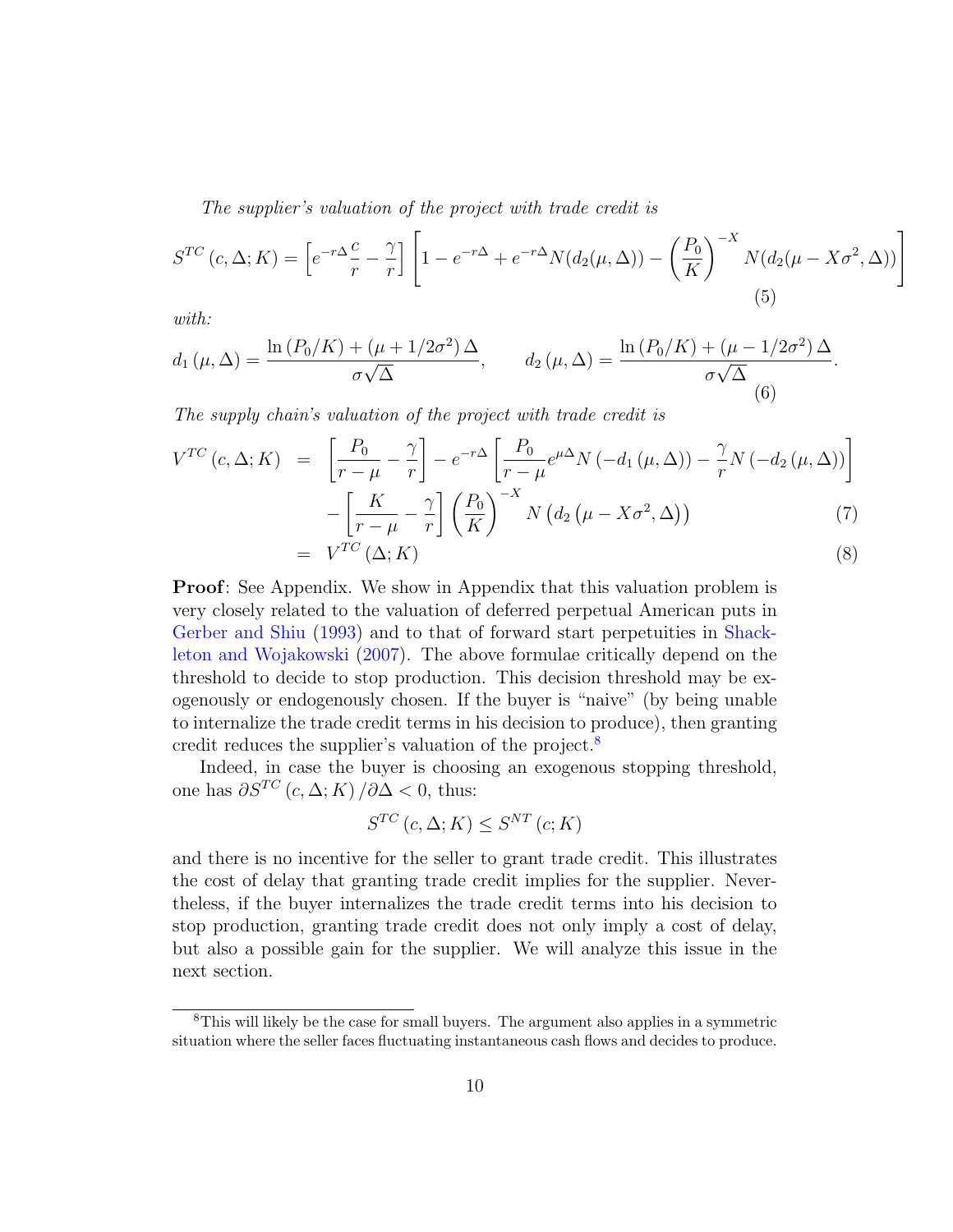*The supplier's valuation of the project with trade credit is*

$$S^{TC}(c,\Delta;K) = \left[e^{-r\Delta}\frac{c}{r} - \frac{\gamma}{r}\right]\left[1 - e^{-r\Delta} + e^{-r\Delta}N(d_2(\mu,\Delta)) - \left(\frac{P_0}{K}\right)^{-X} N(d_2(\mu - X\sigma^2,\Delta))\right] \tag{5}$$

*with:*

$$d_1(\mu,\Delta) = \frac{\ln(P_0/K) + (\mu + 1/2\sigma^2)\Delta}{\sigma\sqrt{\Delta}}, \qquad d_2(\mu,\Delta) = \frac{\ln(P_0/K) + (\mu - 1/2\sigma^2)\Delta}{\sigma\sqrt{\Delta}}. \tag{6}$$

*The supply chain's valuation of the project with trade credit is*

$$\begin{aligned} V^{TC}(c,\Delta;K) &= \left[\frac{P_0}{r-\mu} - \frac{\gamma}{r}\right] - e^{-r\Delta}\left[\frac{P_0}{r-\mu}e^{\mu\Delta}N(-d_1(\mu,\Delta)) - \frac{\gamma}{r}N(-d_2(\mu,\Delta))\right] \\ &\quad - \left[\frac{K}{r-\mu} - \frac{\gamma}{r}\right]\left(\frac{P_0}{K}\right)^{-X} N\left(d_2\left(\mu - X\sigma^2,\Delta\right)\right) \qquad (7) \\ &= V^{TC}(\Delta;K) \qquad (8) \end{aligned}$$

**Proof**: See Appendix. We show in Appendix that this valuation problem is very closely related to the valuation of deferred perpetual American puts in Gerber and Shiu (1993) and to that of forward start perpetuities in Shackleton and Wojakowski (2007). The above formulae critically depend on the threshold to decide to stop production. This decision threshold may be exogenously or endogenously chosen. If the buyer is "naive" (by being unable to internalize the trade credit terms in his decision to produce), then granting credit reduces the supplier's valuation of the project.[8]

Indeed, in case the buyer is choosing an exogenous stopping threshold, one has $\partial S^{TC}(c,\Delta;K)/\partial\Delta < 0$, thus:

$$S^{TC}(c,\Delta;K) \leq S^{NT}(c;K)$$

and there is no incentive for the seller to grant trade credit. This illustrates the cost of delay that granting trade credit implies for the supplier. Nevertheless, if the buyer internalizes the trade credit terms into his decision to stop production, granting trade credit does not only imply a cost of delay, but also a possible gain for the supplier. We will analyze this issue in the next section.

[8] This will likely be the case for small buyers. The argument also applies in a symmetric situation where the seller faces fluctuating instantaneous cash flows and decides to produce.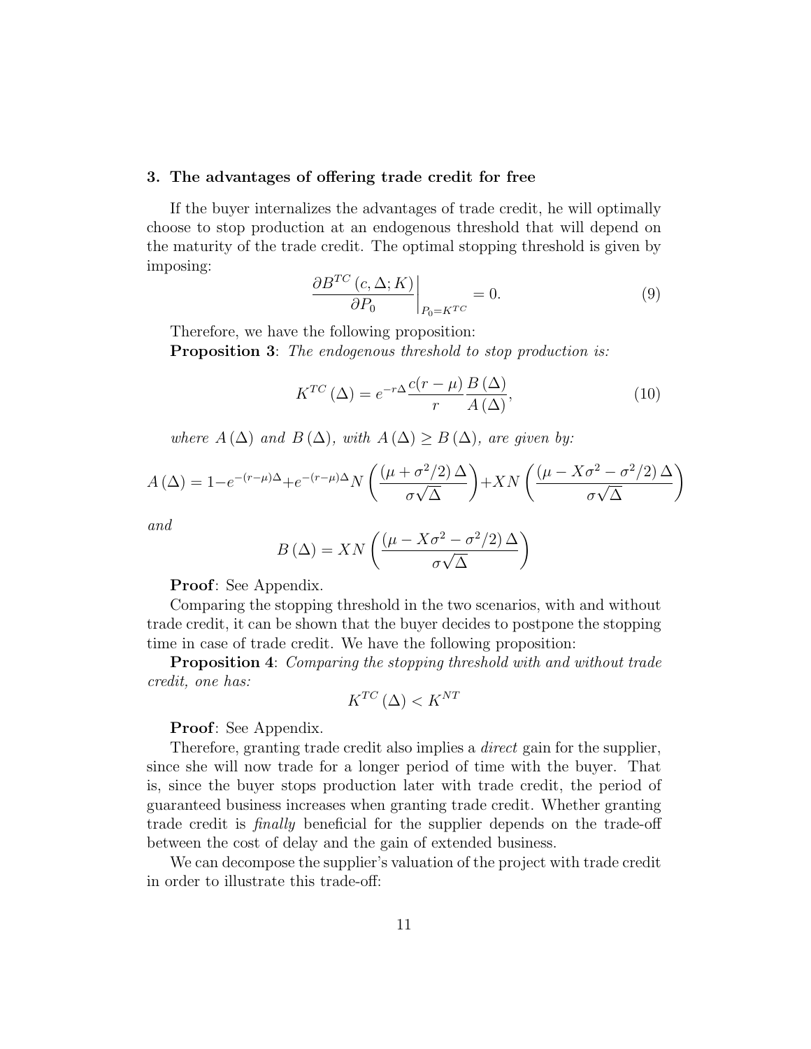## 3. The advantages of offering trade credit for free

If the buyer internalizes the advantages of trade credit, he will optimally choose to stop production at an endogenous threshold that will depend on the maturity of the trade credit. The optimal stopping threshold is given by imposing:

$$\left.\frac{\partial B^{TC}\left(c,\Delta;K\right)}{\partial P_0}\right|_{P_0=K^{TC}}=0. \tag{9}$$

Therefore, we have the following proposition:

**Proposition 3**: *The endogenous threshold to stop production is:*

$$K^{TC}\left(\Delta\right)=e^{-r\Delta}\frac{c(r-\mu)}{r}\frac{B\left(\Delta\right)}{A\left(\Delta\right)}, \tag{10}$$

*where $A\left(\Delta\right)$ and $B\left(\Delta\right)$, with $A\left(\Delta\right)\geq B\left(\Delta\right)$, are given by:*

$$A\left(\Delta\right)=1-e^{-(r-\mu)\Delta}+e^{-(r-\mu)\Delta}N\left(\frac{\left(\mu+\sigma^2/2\right)\Delta}{\sigma\sqrt{\Delta}}\right)+XN\left(\frac{\left(\mu-X\sigma^2-\sigma^2/2\right)\Delta}{\sigma\sqrt{\Delta}}\right)$$

*and*

$$B\left(\Delta\right)=XN\left(\frac{\left(\mu-X\sigma^2-\sigma^2/2\right)\Delta}{\sigma\sqrt{\Delta}}\right)$$

**Proof**: See Appendix.

Comparing the stopping threshold in the two scenarios, with and without trade credit, it can be shown that the buyer decides to postpone the stopping time in case of trade credit. We have the following proposition:

**Proposition 4**: *Comparing the stopping threshold with and without trade credit, one has:*

$$K^{TC}\left(\Delta\right)<K^{NT}$$

**Proof**: See Appendix.

Therefore, granting trade credit also implies a *direct* gain for the supplier, since she will now trade for a longer period of time with the buyer. That is, since the buyer stops production later with trade credit, the period of guaranteed business increases when granting trade credit. Whether granting trade credit is *finally* beneficial for the supplier depends on the trade-off between the cost of delay and the gain of extended business.

We can decompose the supplier's valuation of the project with trade credit in order to illustrate this trade-off: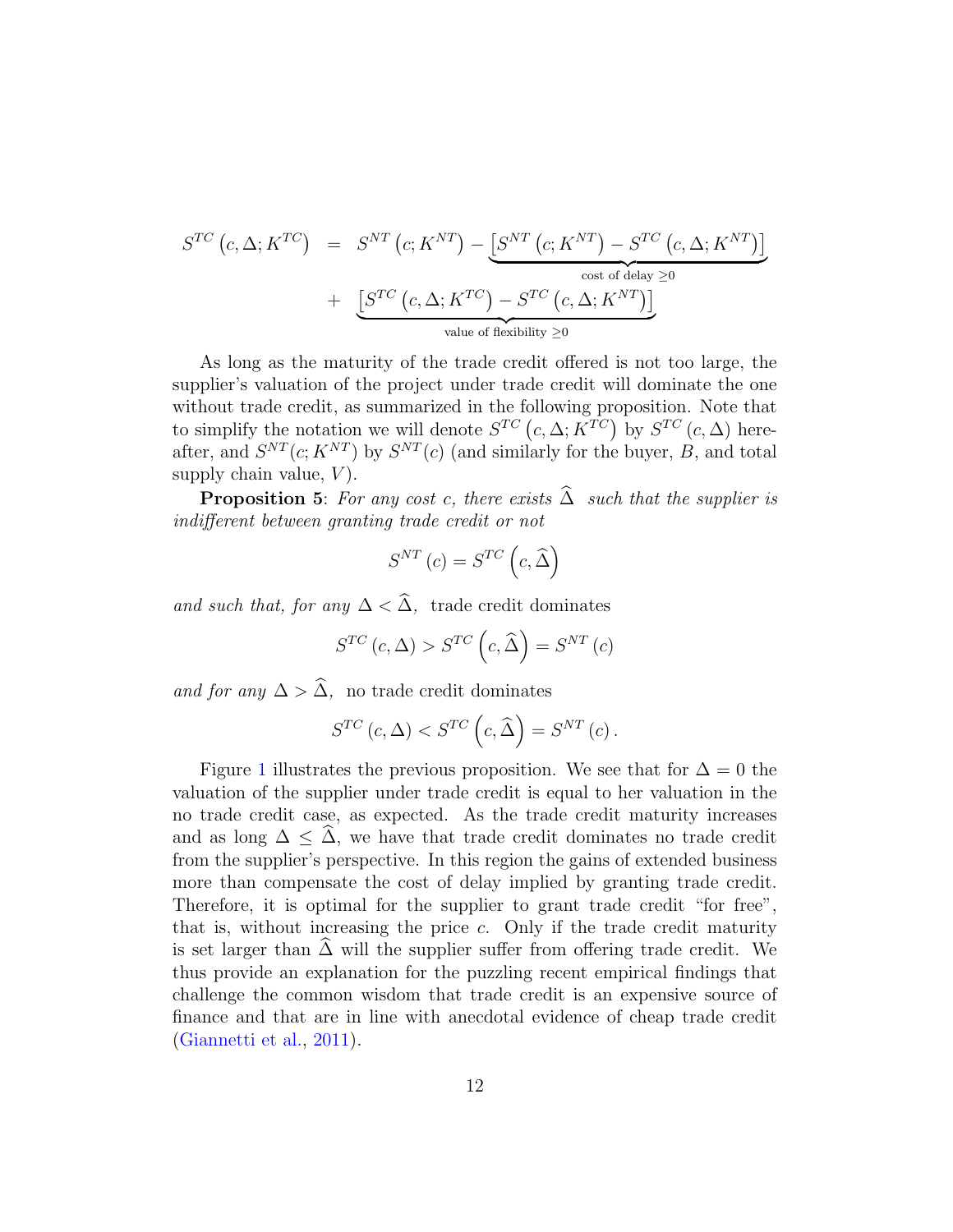$$
\begin{aligned}
S^{TC}\left(c, \Delta; K^{TC}\right) &= S^{NT}\left(c; K^{NT}\right) - \underbrace{\left[S^{NT}\left(c; K^{NT}\right) - S^{TC}\left(c, \Delta; K^{NT}\right)\right]}_{\text{cost of delay } \geq 0} \\
&+ \underbrace{\left[S^{TC}\left(c, \Delta; K^{TC}\right) - S^{TC}\left(c, \Delta; K^{NT}\right)\right]}_{\text{value of flexibility } \geq 0}
\end{aligned}
$$

As long as the maturity of the trade credit offered is not too large, the supplier's valuation of the project under trade credit will dominate the one without trade credit, as summarized in the following proposition. Note that to simplify the notation we will denote $S^{TC}\left(c, \Delta; K^{TC}\right)$ by $S^{TC}\left(c, \Delta\right)$ hereafter, and $S^{NT}(c; K^{NT})$ by $S^{NT}(c)$ (and similarly for the buyer, $B$, and total supply chain value, $V$).

**Proposition 5**: *For any cost c, there exists $\widehat{\Delta}$ such that the supplier is indifferent between granting trade credit or not*

$$
S^{NT}\left(c\right) = S^{TC}\left(c, \widehat{\Delta}\right)
$$

*and such that, for any $\Delta < \widehat{\Delta}$,* trade credit dominates

$$
S^{TC}\left(c, \Delta\right) > S^{TC}\left(c, \widehat{\Delta}\right) = S^{NT}\left(c\right)
$$

*and for any $\Delta > \widehat{\Delta}$,* no trade credit dominates

$$
S^{TC}\left(c, \Delta\right) < S^{TC}\left(c, \widehat{\Delta}\right) = S^{NT}\left(c\right).
$$

Figure 1 illustrates the previous proposition. We see that for $\Delta = 0$ the valuation of the supplier under trade credit is equal to her valuation in the no trade credit case, as expected. As the trade credit maturity increases and as long $\Delta \leq \widehat{\Delta}$, we have that trade credit dominates no trade credit from the supplier's perspective. In this region the gains of extended business more than compensate the cost of delay implied by granting trade credit. Therefore, it is optimal for the supplier to grant trade credit "for free", that is, without increasing the price $c$. Only if the trade credit maturity is set larger than $\widehat{\Delta}$ will the supplier suffer from offering trade credit. We thus provide an explanation for the puzzling recent empirical findings that challenge the common wisdom that trade credit is an expensive source of finance and that are in line with anecdotal evidence of cheap trade credit (Giannetti et al., 2011).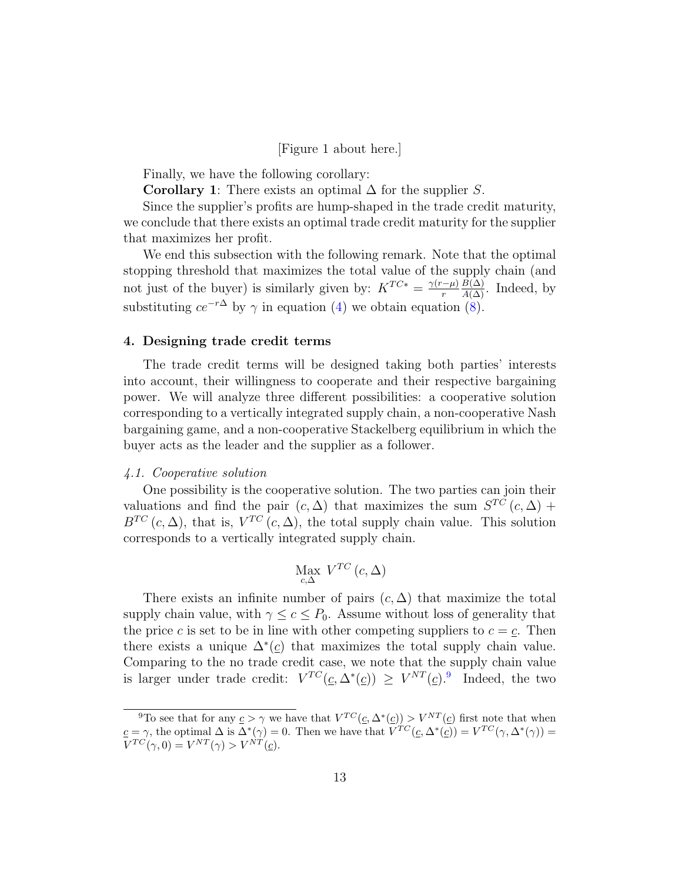[Figure 1 about here.]

Finally, we have the following corollary:

**Corollary 1**: There exists an optimal $\Delta$ for the supplier $S$.

Since the supplier's profits are hump-shaped in the trade credit maturity, we conclude that there exists an optimal trade credit maturity for the supplier that maximizes her profit.

We end this subsection with the following remark. Note that the optimal stopping threshold that maximizes the total value of the supply chain (and not just of the buyer) is similarly given by: $K^{TC*} = \frac{\gamma(r-\mu)}{r}\frac{B(\Delta)}{A(\Delta)}$. Indeed, by substituting $ce^{-r\Delta}$ by $\gamma$ in equation (4) we obtain equation (8).

## 4. Designing trade credit terms

The trade credit terms will be designed taking both parties' interests into account, their willingness to cooperate and their respective bargaining power. We will analyze three different possibilities: a cooperative solution corresponding to a vertically integrated supply chain, a non-cooperative Nash bargaining game, and a non-cooperative Stackelberg equilibrium in which the buyer acts as the leader and the supplier as a follower.

### *4.1. Cooperative solution*

One possibility is the cooperative solution. The two parties can join their valuations and find the pair $(c, \Delta)$ that maximizes the sum $S^{TC}(c, \Delta) + B^{TC}(c, \Delta)$, that is, $V^{TC}(c, \Delta)$, the total supply chain value. This solution corresponds to a vertically integrated supply chain.

$$\underset{c,\Delta}{\text{Max}}\ V^{TC}(c, \Delta)$$

There exists an infinite number of pairs $(c, \Delta)$ that maximize the total supply chain value, with $\gamma \leq c \leq P_0$. Assume without loss of generality that the price $c$ is set to be in line with other competing suppliers to $c = \underline{c}$. Then there exists a unique $\Delta^*(\underline{c})$ that maximizes the total supply chain value. Comparing to the no trade credit case, we note that the supply chain value is larger under trade credit: $V^{TC}(\underline{c}, \Delta^*(\underline{c})) \geq V^{NT}(\underline{c})$.[9] Indeed, the two

[9] To see that for any $\underline{c} > \gamma$ we have that $V^{TC}(\underline{c}, \Delta^*(\underline{c})) > V^{NT}(\underline{c})$ first note that when $\underline{c} = \gamma$, the optimal $\Delta$ is $\Delta^*(\gamma) = 0$. Then we have that $V^{TC}(\underline{c}, \Delta^*(\underline{c})) = V^{TC}(\gamma, \Delta^*(\gamma)) = V^{TC}(\gamma, 0) = V^{NT}(\gamma) > V^{NT}(\underline{c})$.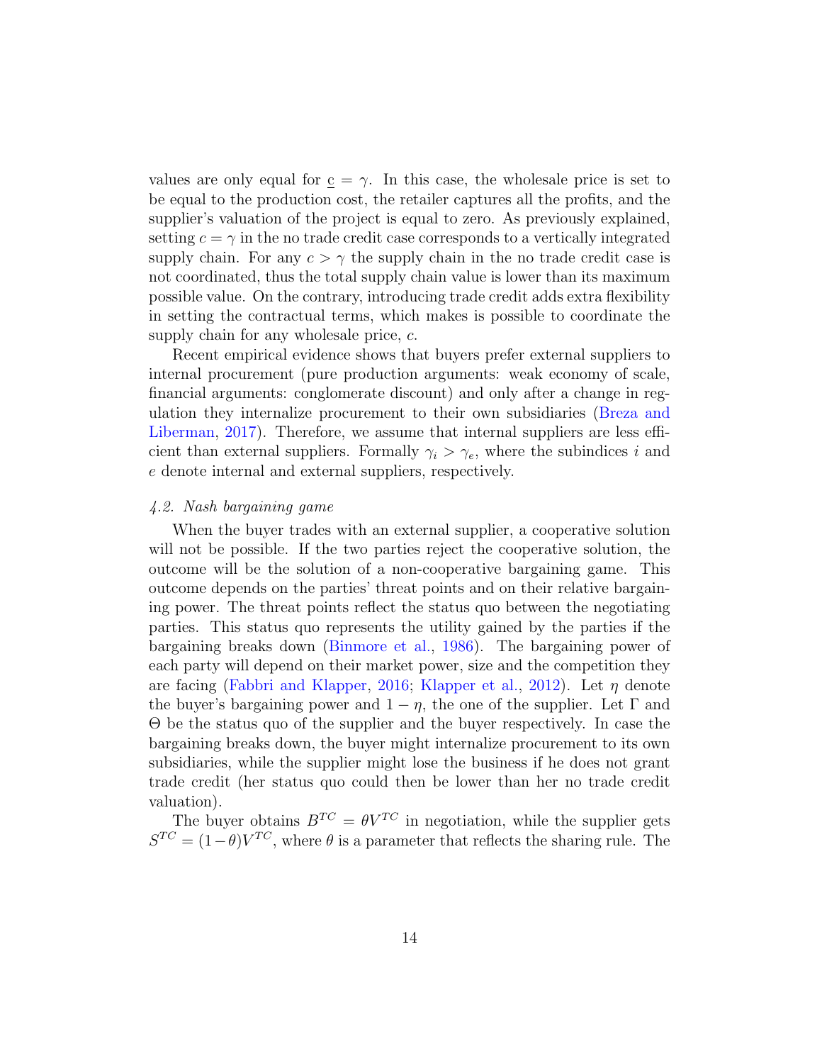values are only equal for $\underline{c} = \gamma$. In this case, the wholesale price is set to be equal to the production cost, the retailer captures all the profits, and the supplier's valuation of the project is equal to zero. As previously explained, setting $c = \gamma$ in the no trade credit case corresponds to a vertically integrated supply chain. For any $c > \gamma$ the supply chain in the no trade credit case is not coordinated, thus the total supply chain value is lower than its maximum possible value. On the contrary, introducing trade credit adds extra flexibility in setting the contractual terms, which makes is possible to coordinate the supply chain for any wholesale price, $c$.

Recent empirical evidence shows that buyers prefer external suppliers to internal procurement (pure production arguments: weak economy of scale, financial arguments: conglomerate discount) and only after a change in regulation they internalize procurement to their own subsidiaries (Breza and Liberman, 2017). Therefore, we assume that internal suppliers are less efficient than external suppliers. Formally $\gamma_i > \gamma_e$, where the subindices $i$ and $e$ denote internal and external suppliers, respectively.

### *4.2. Nash bargaining game*

When the buyer trades with an external supplier, a cooperative solution will not be possible. If the two parties reject the cooperative solution, the outcome will be the solution of a non-cooperative bargaining game. This outcome depends on the parties' threat points and on their relative bargaining power. The threat points reflect the status quo between the negotiating parties. This status quo represents the utility gained by the parties if the bargaining breaks down (Binmore et al., 1986). The bargaining power of each party will depend on their market power, size and the competition they are facing (Fabbri and Klapper, 2016; Klapper et al., 2012). Let $\eta$ denote the buyer's bargaining power and $1 - \eta$, the one of the supplier. Let $\Gamma$ and $\Theta$ be the status quo of the supplier and the buyer respectively. In case the bargaining breaks down, the buyer might internalize procurement to its own subsidiaries, while the supplier might lose the business if he does not grant trade credit (her status quo could then be lower than her no trade credit valuation).

The buyer obtains $B^{TC} = \theta V^{TC}$ in negotiation, while the supplier gets $S^{TC} = (1-\theta)V^{TC}$, where $\theta$ is a parameter that reflects the sharing rule. The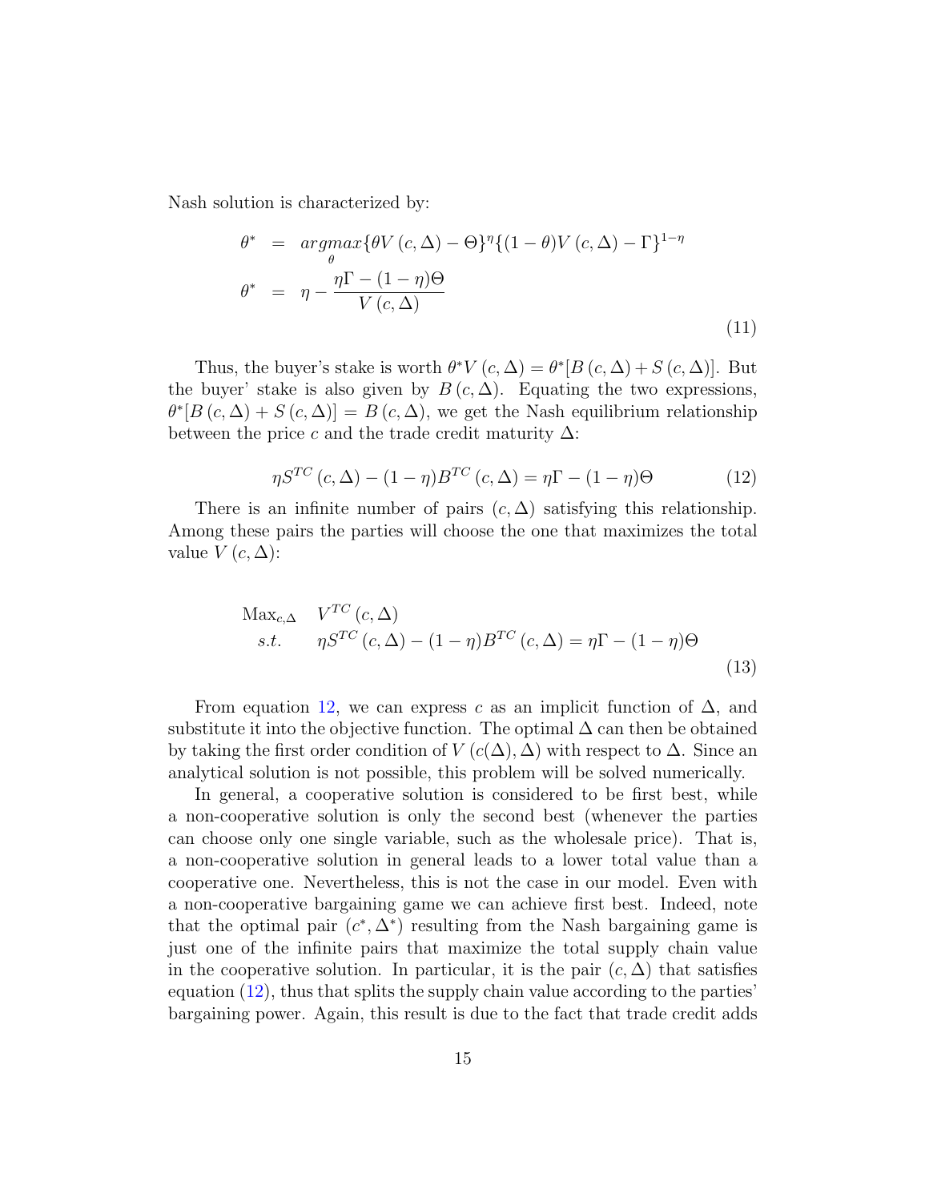Nash solution is characterized by:

$$
\begin{aligned}
\theta^* &= \underset{\theta}{argmax}\{\theta V(c,\Delta) - \Theta\}^{\eta}\{(1-\theta)V(c,\Delta) - \Gamma\}^{1-\eta} \\
\theta^* &= \eta - \frac{\eta\Gamma - (1-\eta)\Theta}{V(c,\Delta)}
\end{aligned}
\tag{11}
$$

Thus, the buyer's stake is worth $\theta^* V(c,\Delta) = \theta^*[B(c,\Delta) + S(c,\Delta)]$. But the buyer' stake is also given by $B(c,\Delta)$. Equating the two expressions, $\theta^*[B(c,\Delta) + S(c,\Delta)] = B(c,\Delta)$, we get the Nash equilibrium relationship between the price $c$ and the trade credit maturity $\Delta$:

$$
\eta S^{TC}(c,\Delta) - (1-\eta)B^{TC}(c,\Delta) = \eta\Gamma - (1-\eta)\Theta \tag{12}
$$

There is an infinite number of pairs $(c,\Delta)$ satisfying this relationship. Among these pairs the parties will choose the one that maximizes the total value $V(c,\Delta)$:

$$
\begin{aligned}
\text{Max}_{c,\Delta} \quad & V^{TC}(c,\Delta) \\
s.t. \quad & \eta S^{TC}(c,\Delta) - (1-\eta)B^{TC}(c,\Delta) = \eta\Gamma - (1-\eta)\Theta
\end{aligned}
\tag{13}
$$

From equation 12, we can express $c$ as an implicit function of $\Delta$, and substitute it into the objective function. The optimal $\Delta$ can then be obtained by taking the first order condition of $V(c(\Delta),\Delta)$ with respect to $\Delta$. Since an analytical solution is not possible, this problem will be solved numerically.

In general, a cooperative solution is considered to be first best, while a non-cooperative solution is only the second best (whenever the parties can choose only one single variable, such as the wholesale price). That is, a non-cooperative solution in general leads to a lower total value than a cooperative one. Nevertheless, this is not the case in our model. Even with a non-cooperative bargaining game we can achieve first best. Indeed, note that the optimal pair $(c^*,\Delta^*)$ resulting from the Nash bargaining game is just one of the infinite pairs that maximize the total supply chain value in the cooperative solution. In particular, it is the pair $(c,\Delta)$ that satisfies equation (12), thus that splits the supply chain value according to the parties' bargaining power. Again, this result is due to the fact that trade credit adds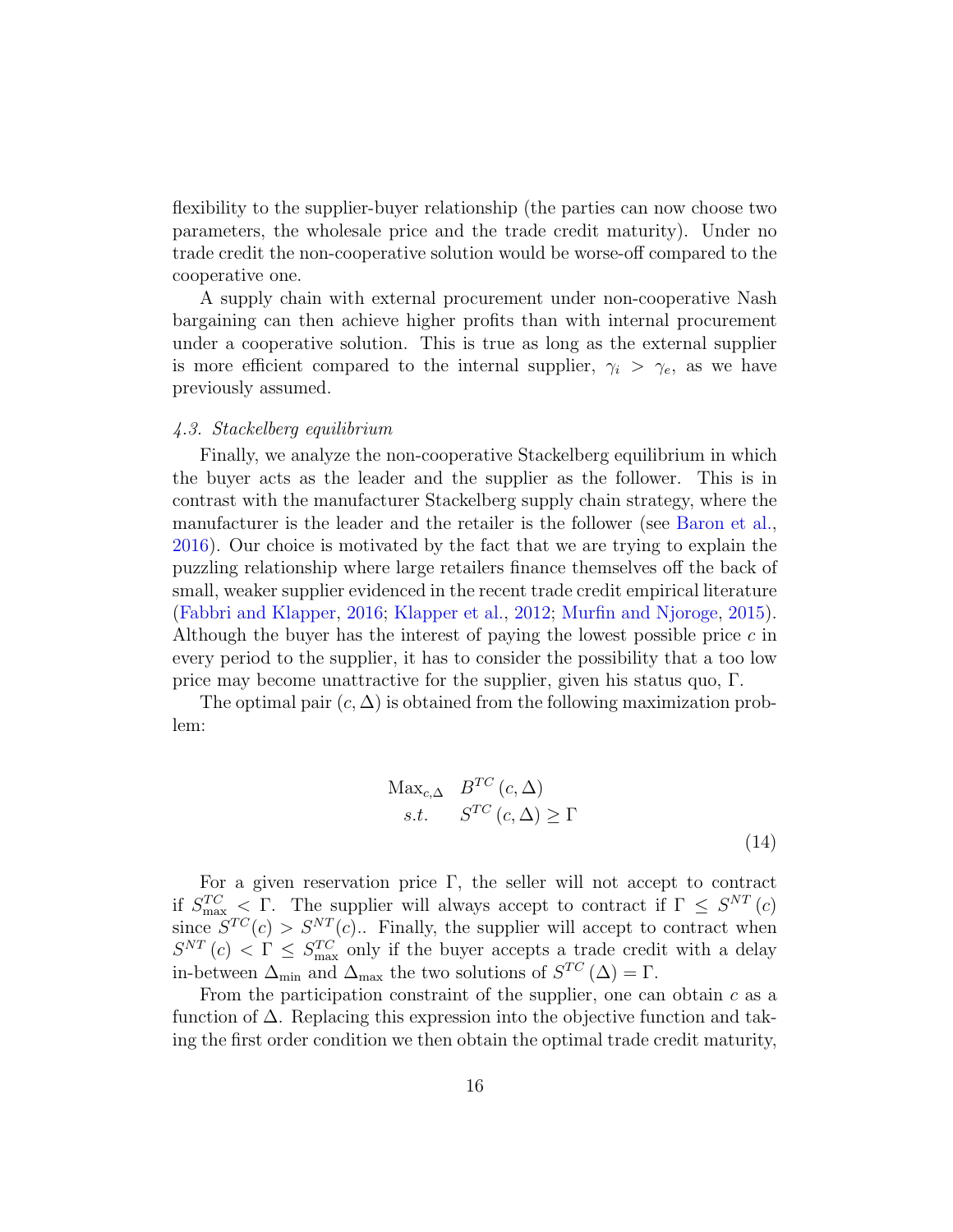flexibility to the supplier-buyer relationship (the parties can now choose two parameters, the wholesale price and the trade credit maturity). Under no trade credit the non-cooperative solution would be worse-off compared to the cooperative one.

A supply chain with external procurement under non-cooperative Nash bargaining can then achieve higher profits than with internal procurement under a cooperative solution. This is true as long as the external supplier is more efficient compared to the internal supplier, $\gamma_i > \gamma_e$, as we have previously assumed.

### *4.3. Stackelberg equilibrium*

Finally, we analyze the non-cooperative Stackelberg equilibrium in which the buyer acts as the leader and the supplier as the follower. This is in contrast with the manufacturer Stackelberg supply chain strategy, where the manufacturer is the leader and the retailer is the follower (see Baron et al., 2016). Our choice is motivated by the fact that we are trying to explain the puzzling relationship where large retailers finance themselves off the back of small, weaker supplier evidenced in the recent trade credit empirical literature (Fabbri and Klapper, 2016; Klapper et al., 2012; Murfin and Njoroge, 2015). Although the buyer has the interest of paying the lowest possible price $c$ in every period to the supplier, it has to consider the possibility that a too low price may become unattractive for the supplier, given his status quo, $\Gamma$.

The optimal pair $(c, \Delta)$ is obtained from the following maximization problem:

$$\begin{array}{ll} \text{Max}_{c,\Delta} & B^{TC}(c, \Delta) \\ s.t. & S^{TC}(c, \Delta) \geq \Gamma \end{array} \tag{14}$$

For a given reservation price $\Gamma$, the seller will not accept to contract if $S^{TC}_{\max} < \Gamma$. The supplier will always accept to contract if $\Gamma \leq S^{NT}(c)$ since $S^{TC}(c) > S^{NT}(c)$.. Finally, the supplier will accept to contract when $S^{NT}(c) < \Gamma \leq S^{TC}_{\max}$ only if the buyer accepts a trade credit with a delay in-between $\Delta_{\min}$ and $\Delta_{\max}$ the two solutions of $S^{TC}(\Delta) = \Gamma$.

From the participation constraint of the supplier, one can obtain $c$ as a function of $\Delta$. Replacing this expression into the objective function and taking the first order condition we then obtain the optimal trade credit maturity,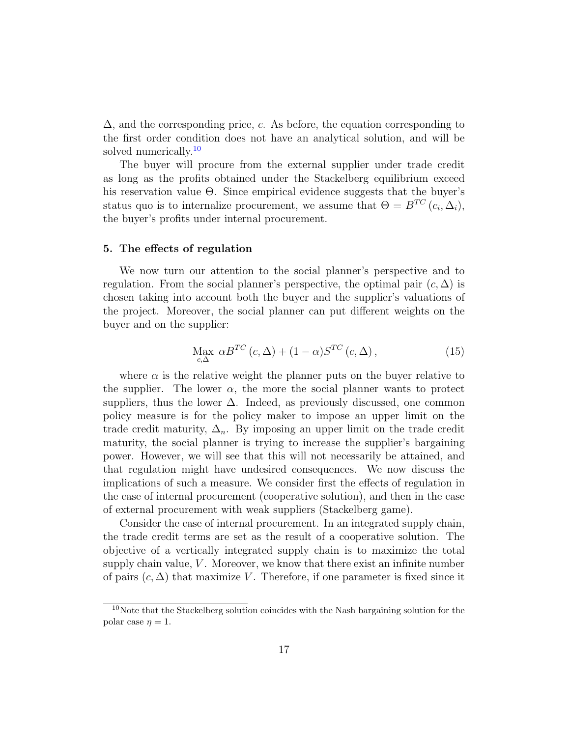$\Delta$, and the corresponding price, $c$. As before, the equation corresponding to the first order condition does not have an analytical solution, and will be solved numerically.[10]

The buyer will procure from the external supplier under trade credit as long as the profits obtained under the Stackelberg equilibrium exceed his reservation value $\Theta$. Since empirical evidence suggests that the buyer's status quo is to internalize procurement, we assume that $\Theta = B^{TC}(c_i, \Delta_i)$, the buyer's profits under internal procurement.

## 5. The effects of regulation

We now turn our attention to the social planner's perspective and to regulation. From the social planner's perspective, the optimal pair $(c, \Delta)$ is chosen taking into account both the buyer and the supplier's valuations of the project. Moreover, the social planner can put different weights on the buyer and on the supplier:

$$\underset{c,\Delta}{\text{Max}} \; \alpha B^{TC}(c, \Delta) + (1-\alpha) S^{TC}(c, \Delta), \tag{15}$$

where $\alpha$ is the relative weight the planner puts on the buyer relative to the supplier. The lower $\alpha$, the more the social planner wants to protect suppliers, thus the lower $\Delta$. Indeed, as previously discussed, one common policy measure is for the policy maker to impose an upper limit on the trade credit maturity, $\Delta_n$. By imposing an upper limit on the trade credit maturity, the social planner is trying to increase the supplier's bargaining power. However, we will see that this will not necessarily be attained, and that regulation might have undesired consequences. We now discuss the implications of such a measure. We consider first the effects of regulation in the case of internal procurement (cooperative solution), and then in the case of external procurement with weak suppliers (Stackelberg game).

Consider the case of internal procurement. In an integrated supply chain, the trade credit terms are set as the result of a cooperative solution. The objective of a vertically integrated supply chain is to maximize the total supply chain value, $V$. Moreover, we know that there exist an infinite number of pairs $(c, \Delta)$ that maximize $V$. Therefore, if one parameter is fixed since it

[10] Note that the Stackelberg solution coincides with the Nash bargaining solution for the polar case $\eta = 1$.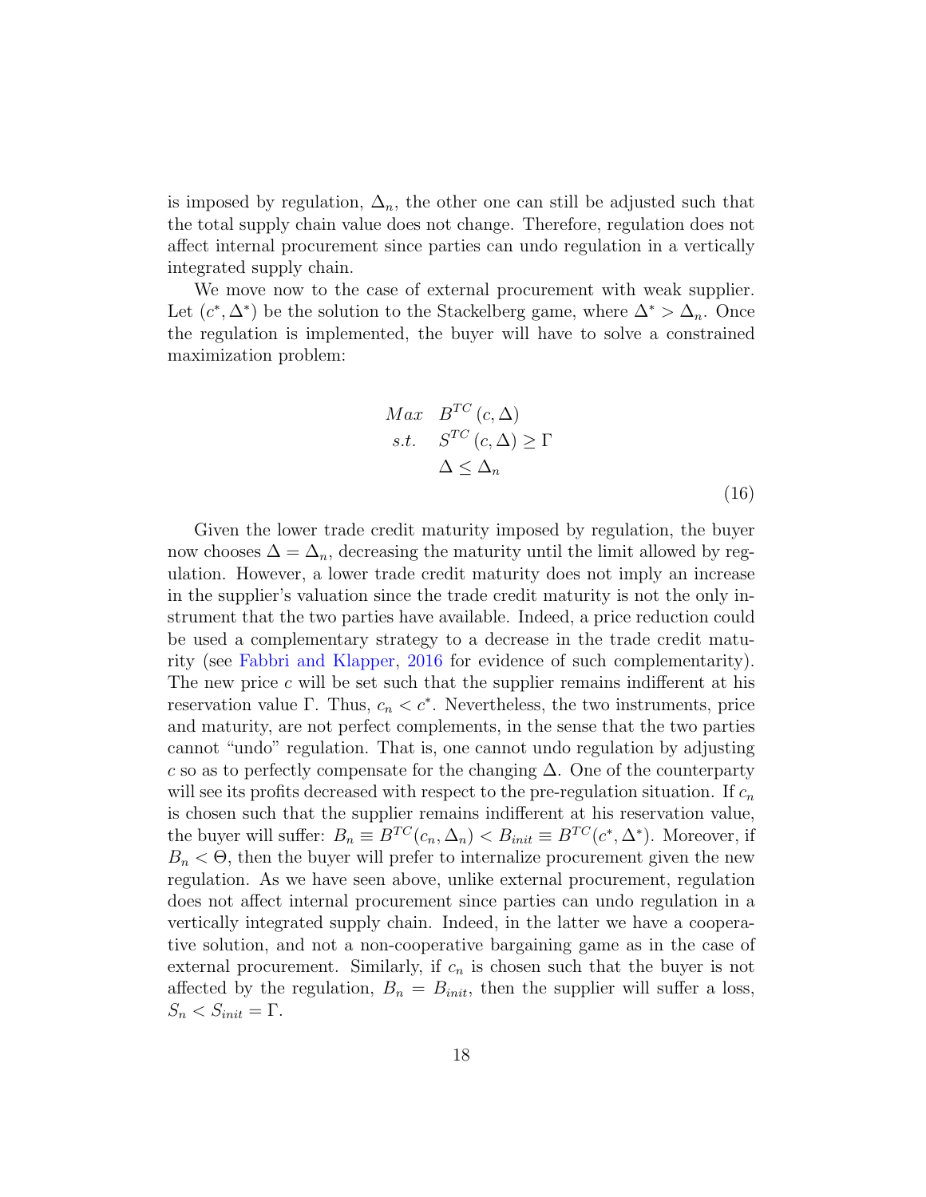is imposed by regulation, $\Delta_n$, the other one can still be adjusted such that the total supply chain value does not change. Therefore, regulation does not affect internal procurement since parties can undo regulation in a vertically integrated supply chain.

We move now to the case of external procurement with weak supplier. Let $(c^*, \Delta^*)$ be the solution to the Stackelberg game, where $\Delta^* > \Delta_n$. Once the regulation is implemented, the buyer will have to solve a constrained maximization problem:

$$
\begin{aligned}
Max \quad & B^{TC}(c, \Delta) \\
s.t. \quad & S^{TC}(c, \Delta) \geq \Gamma \\
& \Delta \leq \Delta_n
\end{aligned}
\tag{16}
$$

Given the lower trade credit maturity imposed by regulation, the buyer now chooses $\Delta = \Delta_n$, decreasing the maturity until the limit allowed by regulation. However, a lower trade credit maturity does not imply an increase in the supplier's valuation since the trade credit maturity is not the only instrument that the two parties have available. Indeed, a price reduction could be used a complementary strategy to a decrease in the trade credit maturity (see Fabbri and Klapper, 2016 for evidence of such complementarity). The new price $c$ will be set such that the supplier remains indifferent at his reservation value $\Gamma$. Thus, $c_n < c^*$. Nevertheless, the two instruments, price and maturity, are not perfect complements, in the sense that the two parties cannot "undo" regulation. That is, one cannot undo regulation by adjusting $c$ so as to perfectly compensate for the changing $\Delta$. One of the counterparty will see its profits decreased with respect to the pre-regulation situation. If $c_n$ is chosen such that the supplier remains indifferent at his reservation value, the buyer will suffer: $B_n \equiv B^{TC}(c_n, \Delta_n) < B_{init} \equiv B^{TC}(c^*, \Delta^*)$. Moreover, if $B_n < \Theta$, then the buyer will prefer to internalize procurement given the new regulation. As we have seen above, unlike external procurement, regulation does not affect internal procurement since parties can undo regulation in a vertically integrated supply chain. Indeed, in the latter we have a cooperative solution, and not a non-cooperative bargaining game as in the case of external procurement. Similarly, if $c_n$ is chosen such that the buyer is not affected by the regulation, $B_n = B_{init}$, then the supplier will suffer a loss, $S_n < S_{init} = \Gamma$.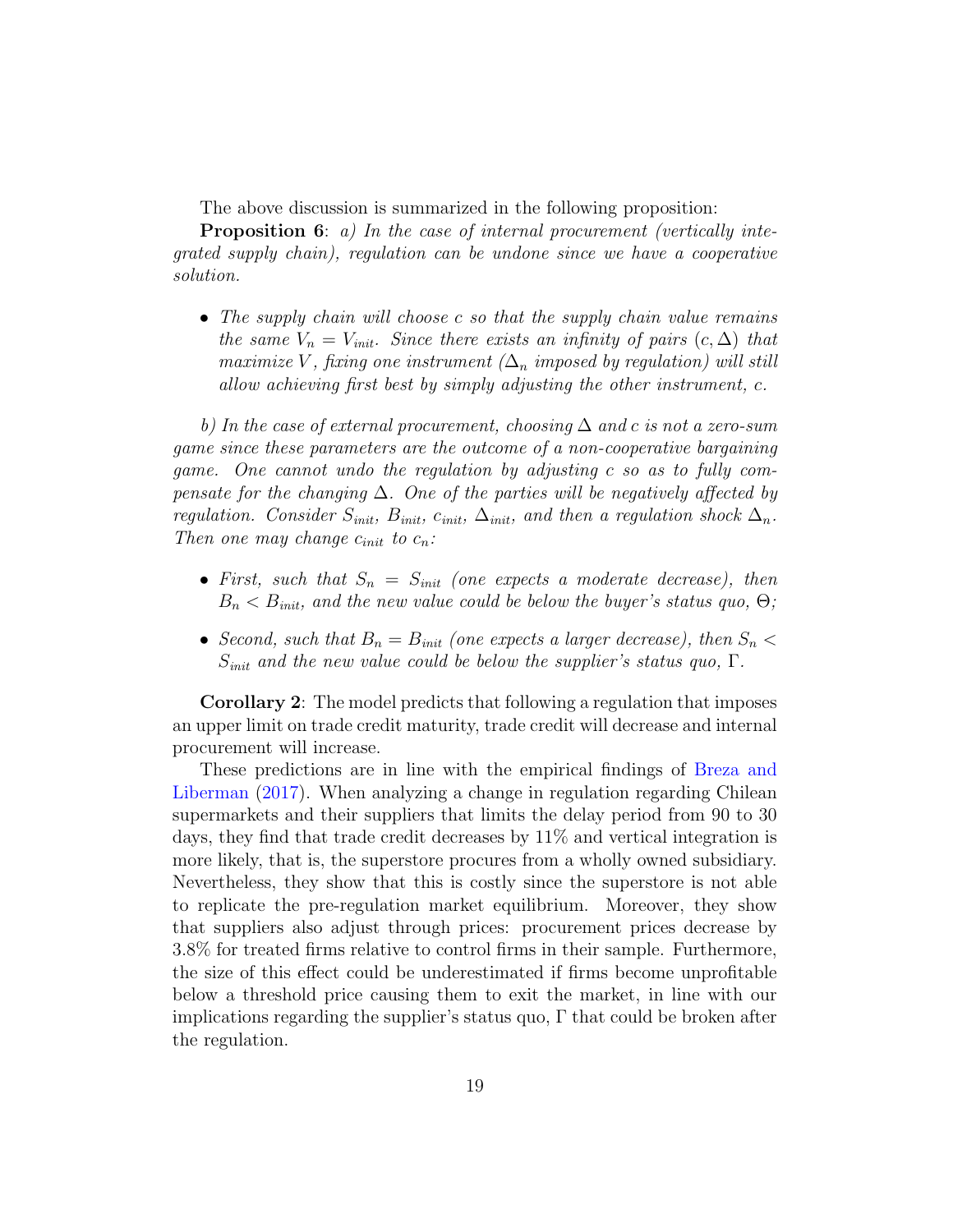The above discussion is summarized in the following proposition:

**Proposition 6**: *a) In the case of internal procurement (vertically integrated supply chain), regulation can be undone since we have a cooperative solution.*

- *The supply chain will choose $c$ so that the supply chain value remains the same $V_n = V_{init}$. Since there exists an infinity of pairs $(c, \Delta)$ that maximize $V$, fixing one instrument ($\Delta_n$ imposed by regulation) will still allow achieving first best by simply adjusting the other instrument, $c$.*

*b) In the case of external procurement, choosing $\Delta$ and $c$ is not a zero-sum game since these parameters are the outcome of a non-cooperative bargaining game. One cannot undo the regulation by adjusting $c$ so as to fully compensate for the changing $\Delta$. One of the parties will be negatively affected by regulation. Consider $S_{init}$, $B_{init}$, $c_{init}$, $\Delta_{init}$, and then a regulation shock $\Delta_n$. Then one may change $c_{init}$ to $c_n$:*

- *First, such that $S_n = S_{init}$ (one expects a moderate decrease), then $B_n < B_{init}$, and the new value could be below the buyer's status quo, $\Theta$;*
- *Second, such that $B_n = B_{init}$ (one expects a larger decrease), then $S_n < S_{init}$ and the new value could be below the supplier's status quo, $\Gamma$.*

**Corollary 2**: The model predicts that following a regulation that imposes an upper limit on trade credit maturity, trade credit will decrease and internal procurement will increase.

These predictions are in line with the empirical findings of Breza and Liberman (2017). When analyzing a change in regulation regarding Chilean supermarkets and their suppliers that limits the delay period from 90 to 30 days, they find that trade credit decreases by 11% and vertical integration is more likely, that is, the superstore procures from a wholly owned subsidiary. Nevertheless, they show that this is costly since the superstore is not able to replicate the pre-regulation market equilibrium. Moreover, they show that suppliers also adjust through prices: procurement prices decrease by 3.8% for treated firms relative to control firms in their sample. Furthermore, the size of this effect could be underestimated if firms become unprofitable below a threshold price causing them to exit the market, in line with our implications regarding the supplier's status quo, $\Gamma$ that could be broken after the regulation.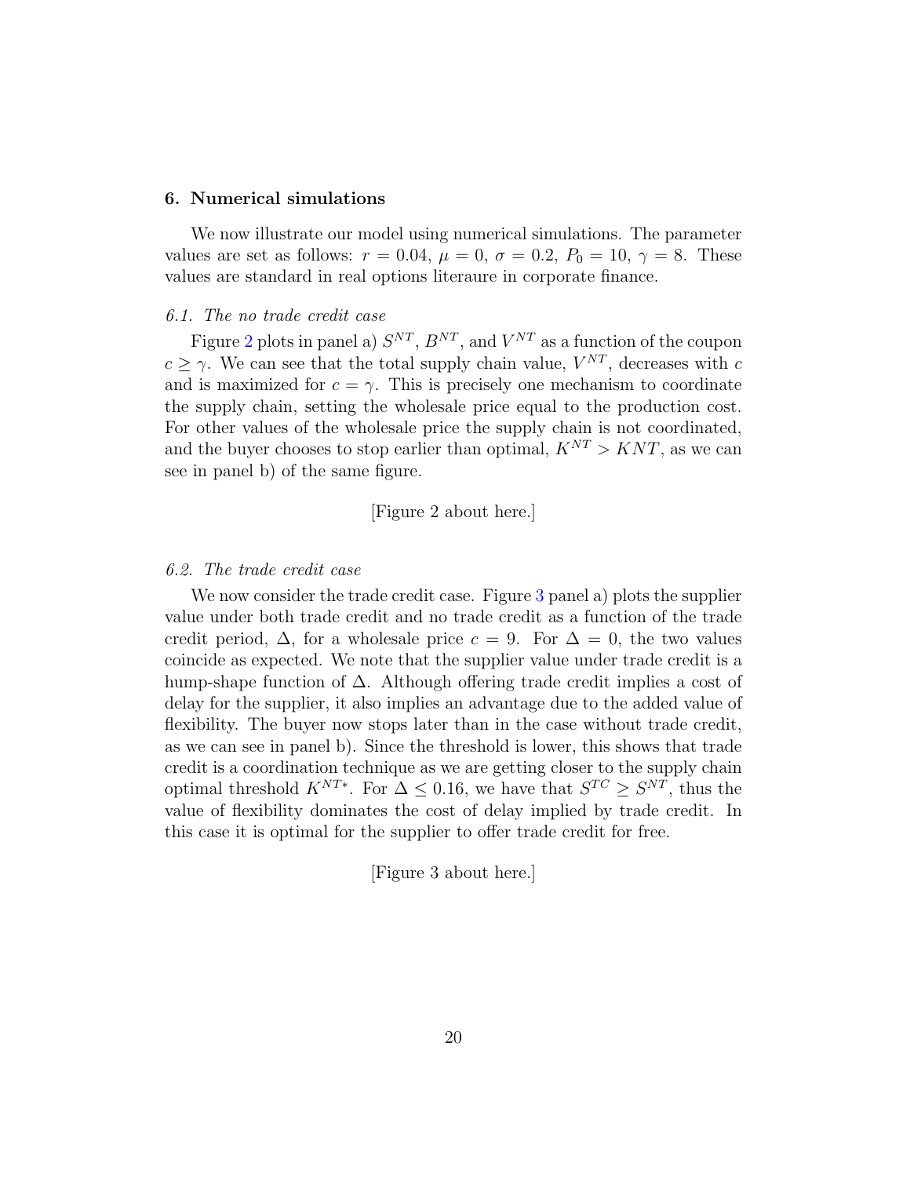## 6. Numerical simulations

We now illustrate our model using numerical simulations. The parameter values are set as follows: $r = 0.04$, $\mu = 0$, $\sigma = 0.2$, $P_0 = 10$, $\gamma = 8$. These values are standard in real options literaure in corporate finance.

### *6.1. The no trade credit case*

Figure 2 plots in panel a) $S^{NT}$, $B^{NT}$, and $V^{NT}$ as a function of the coupon $c \geq \gamma$. We can see that the total supply chain value, $V^{NT}$, decreases with $c$ and is maximized for $c = \gamma$. This is precisely one mechanism to coordinate the supply chain, setting the wholesale price equal to the production cost. For other values of the wholesale price the supply chain is not coordinated, and the buyer chooses to stop earlier than optimal, $K^{NT} > KNT$, as we can see in panel b) of the same figure.

[Figure 2 about here.]

### *6.2. The trade credit case*

We now consider the trade credit case. Figure 3 panel a) plots the supplier value under both trade credit and no trade credit as a function of the trade credit period, $\Delta$, for a wholesale price $c = 9$. For $\Delta = 0$, the two values coincide as expected. We note that the supplier value under trade credit is a hump-shape function of $\Delta$. Although offering trade credit implies a cost of delay for the supplier, it also implies an advantage due to the added value of flexibility. The buyer now stops later than in the case without trade credit, as we can see in panel b). Since the threshold is lower, this shows that trade credit is a coordination technique as we are getting closer to the supply chain optimal threshold $K^{NT*}$. For $\Delta \leq 0.16$, we have that $S^{TC} \geq S^{NT}$, thus the value of flexibility dominates the cost of delay implied by trade credit. In this case it is optimal for the supplier to offer trade credit for free.

[Figure 3 about here.]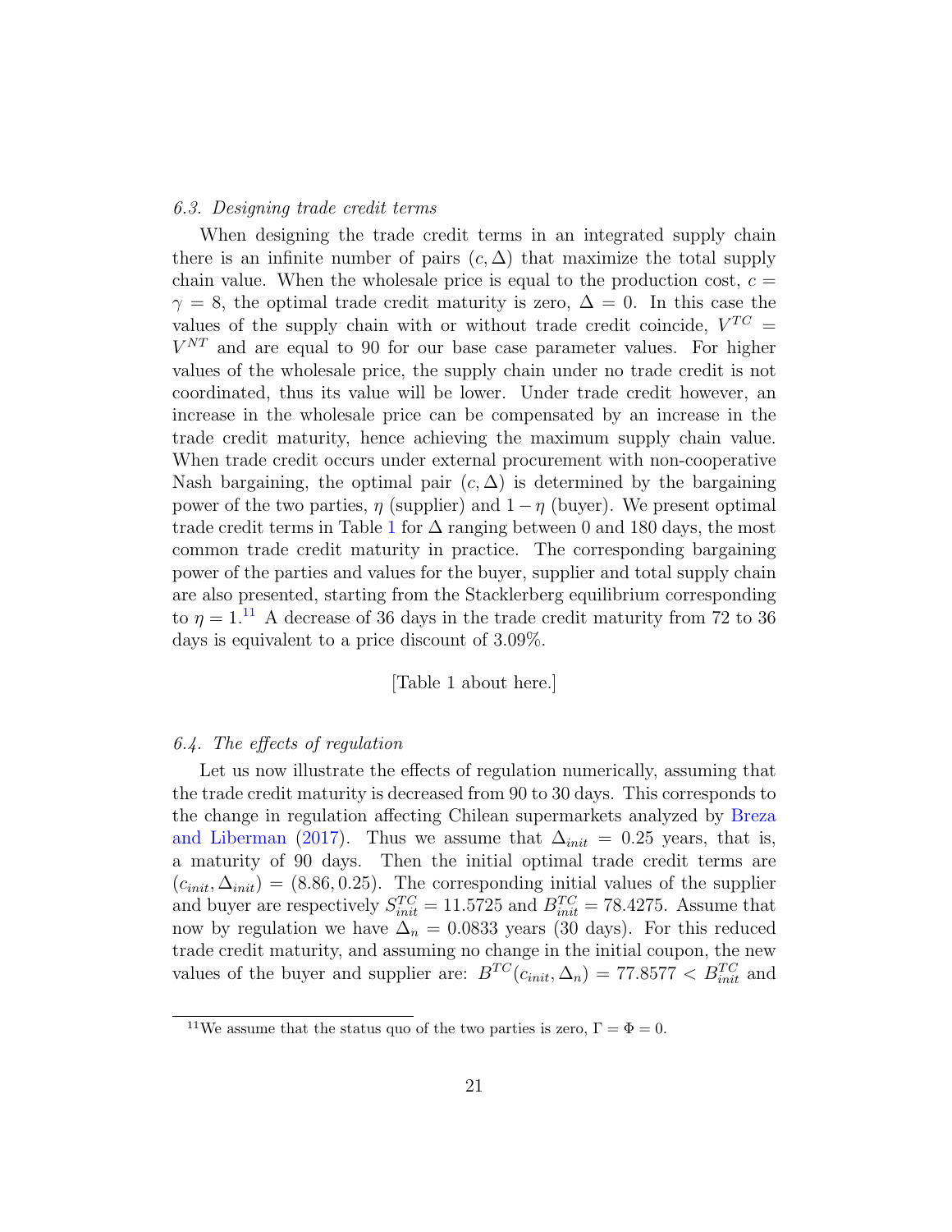### 6.3. Designing trade credit terms

When designing the trade credit terms in an integrated supply chain there is an infinite number of pairs $(c, \Delta)$ that maximize the total supply chain value. When the wholesale price is equal to the production cost, $c = \gamma = 8$, the optimal trade credit maturity is zero, $\Delta = 0$. In this case the values of the supply chain with or without trade credit coincide, $V^{TC} = V^{NT}$ and are equal to 90 for our base case parameter values. For higher values of the wholesale price, the supply chain under no trade credit is not coordinated, thus its value will be lower. Under trade credit however, an increase in the wholesale price can be compensated by an increase in the trade credit maturity, hence achieving the maximum supply chain value. When trade credit occurs under external procurement with non-cooperative Nash bargaining, the optimal pair $(c, \Delta)$ is determined by the bargaining power of the two parties, $\eta$ (supplier) and $1 - \eta$ (buyer). We present optimal trade credit terms in Table 1 for $\Delta$ ranging between 0 and 180 days, the most common trade credit maturity in practice. The corresponding bargaining power of the parties and values for the buyer, supplier and total supply chain are also presented, starting from the Stacklerberg equilibrium corresponding to $\eta = 1$.[11] A decrease of 36 days in the trade credit maturity from 72 to 36 days is equivalent to a price discount of 3.09%.

[Table 1 about here.]

### 6.4. The effects of regulation

Let us now illustrate the effects of regulation numerically, assuming that the trade credit maturity is decreased from 90 to 30 days. This corresponds to the change in regulation affecting Chilean supermarkets analyzed by Breza and Liberman (2017). Thus we assume that $\Delta_{init} = 0.25$ years, that is, a maturity of 90 days. Then the initial optimal trade credit terms are $(c_{init}, \Delta_{init}) = (8.86, 0.25)$. The corresponding initial values of the supplier and buyer are respectively $S^{TC}_{init} = 11.5725$ and $B^{TC}_{init} = 78.4275$. Assume that now by regulation we have $\Delta_n = 0.0833$ years (30 days). For this reduced trade credit maturity, and assuming no change in the initial coupon, the new values of the buyer and supplier are: $B^{TC}(c_{init}, \Delta_n) = 77.8577 < B^{TC}_{init}$ and

[11] We assume that the status quo of the two parties is zero, $\Gamma = \Phi = 0$.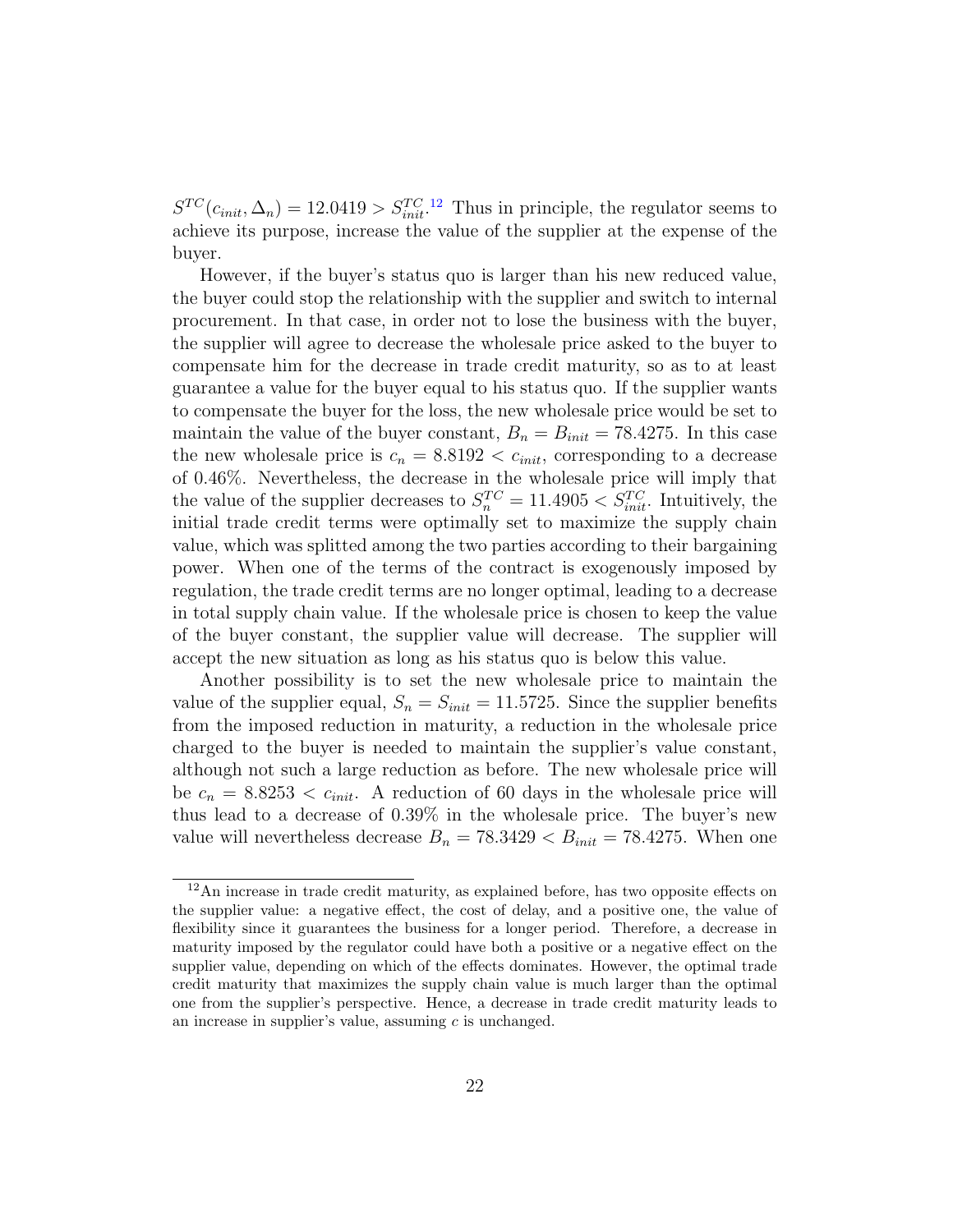$S^{TC}(c_{init}, \Delta_n) = 12.0419 > S^{TC}_{init}$.[12] Thus in principle, the regulator seems to achieve its purpose, increase the value of the supplier at the expense of the buyer.

However, if the buyer's status quo is larger than his new reduced value, the buyer could stop the relationship with the supplier and switch to internal procurement. In that case, in order not to lose the business with the buyer, the supplier will agree to decrease the wholesale price asked to the buyer to compensate him for the decrease in trade credit maturity, so as to at least guarantee a value for the buyer equal to his status quo. If the supplier wants to compensate the buyer for the loss, the new wholesale price would be set to maintain the value of the buyer constant, $B_n = B_{init} = 78.4275$. In this case the new wholesale price is $c_n = 8.8192 < c_{init}$, corresponding to a decrease of 0.46%. Nevertheless, the decrease in the wholesale price will imply that the value of the supplier decreases to $S^{TC}_n = 11.4905 < S^{TC}_{init}$. Intuitively, the initial trade credit terms were optimally set to maximize the supply chain value, which was splitted among the two parties according to their bargaining power. When one of the terms of the contract is exogenously imposed by regulation, the trade credit terms are no longer optimal, leading to a decrease in total supply chain value. If the wholesale price is chosen to keep the value of the buyer constant, the supplier value will decrease. The supplier will accept the new situation as long as his status quo is below this value.

Another possibility is to set the new wholesale price to maintain the value of the supplier equal, $S_n = S_{init} = 11.5725$. Since the supplier benefits from the imposed reduction in maturity, a reduction in the wholesale price charged to the buyer is needed to maintain the supplier's value constant, although not such a large reduction as before. The new wholesale price will be $c_n = 8.8253 < c_{init}$. A reduction of 60 days in the wholesale price will thus lead to a decrease of 0.39% in the wholesale price. The buyer's new value will nevertheless decrease $B_n = 78.3429 < B_{init} = 78.4275$. When one

[12] An increase in trade credit maturity, as explained before, has two opposite effects on the supplier value: a negative effect, the cost of delay, and a positive one, the value of flexibility since it guarantees the business for a longer period. Therefore, a decrease in maturity imposed by the regulator could have both a positive or a negative effect on the supplier value, depending on which of the effects dominates. However, the optimal trade credit maturity that maximizes the supply chain value is much larger than the optimal one from the supplier's perspective. Hence, a decrease in trade credit maturity leads to an increase in supplier's value, assuming $c$ is unchanged.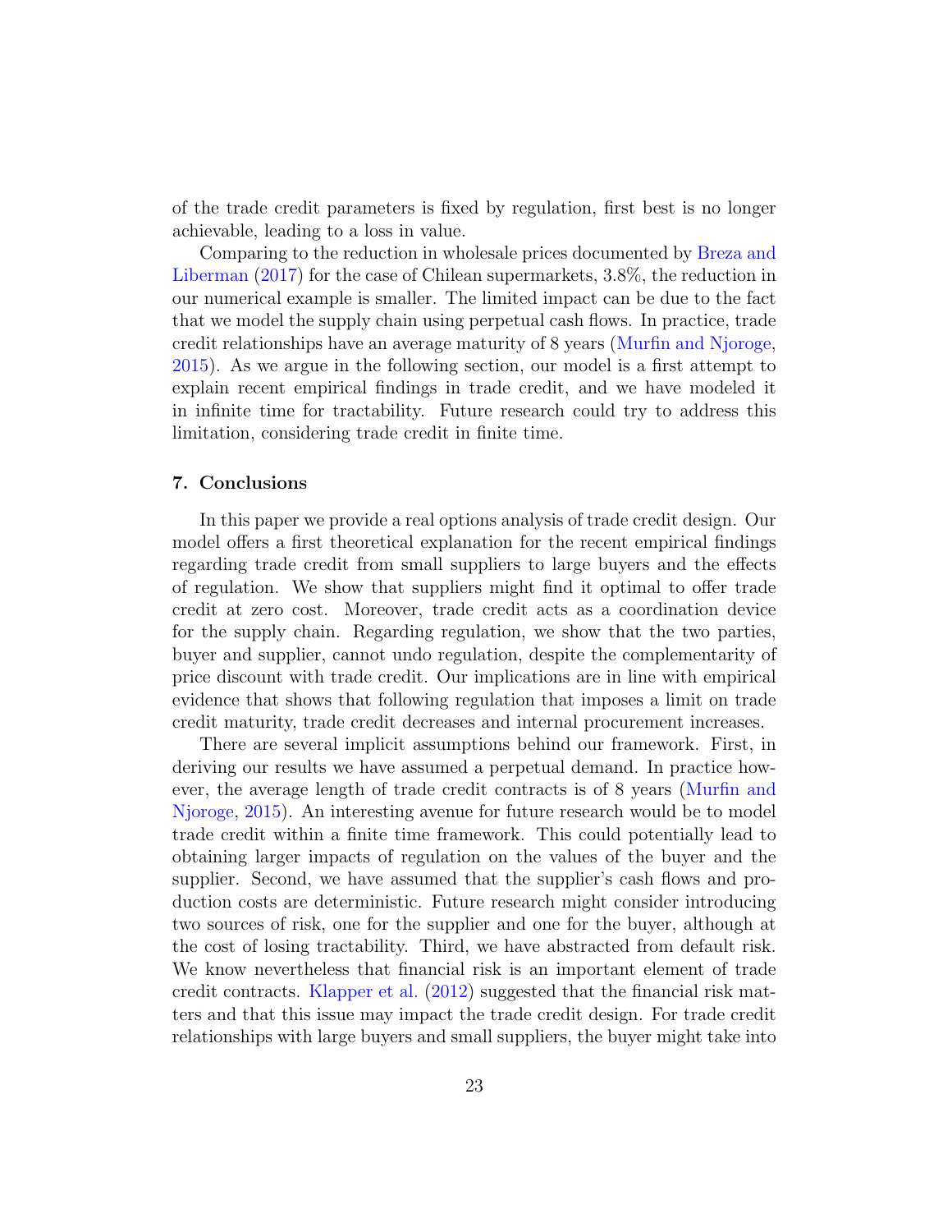of the trade credit parameters is fixed by regulation, first best is no longer achievable, leading to a loss in value.

Comparing to the reduction in wholesale prices documented by Breza and Liberman (2017) for the case of Chilean supermarkets, 3.8%, the reduction in our numerical example is smaller. The limited impact can be due to the fact that we model the supply chain using perpetual cash flows. In practice, trade credit relationships have an average maturity of 8 years (Murfin and Njoroge, 2015). As we argue in the following section, our model is a first attempt to explain recent empirical findings in trade credit, and we have modeled it in infinite time for tractability. Future research could try to address this limitation, considering trade credit in finite time.

## 7. Conclusions

In this paper we provide a real options analysis of trade credit design. Our model offers a first theoretical explanation for the recent empirical findings regarding trade credit from small suppliers to large buyers and the effects of regulation. We show that suppliers might find it optimal to offer trade credit at zero cost. Moreover, trade credit acts as a coordination device for the supply chain. Regarding regulation, we show that the two parties, buyer and supplier, cannot undo regulation, despite the complementarity of price discount with trade credit. Our implications are in line with empirical evidence that shows that following regulation that imposes a limit on trade credit maturity, trade credit decreases and internal procurement increases.

There are several implicit assumptions behind our framework. First, in deriving our results we have assumed a perpetual demand. In practice however, the average length of trade credit contracts is of 8 years (Murfin and Njoroge, 2015). An interesting avenue for future research would be to model trade credit within a finite time framework. This could potentially lead to obtaining larger impacts of regulation on the values of the buyer and the supplier. Second, we have assumed that the supplier's cash flows and production costs are deterministic. Future research might consider introducing two sources of risk, one for the supplier and one for the buyer, although at the cost of losing tractability. Third, we have abstracted from default risk. We know nevertheless that financial risk is an important element of trade credit contracts. Klapper et al. (2012) suggested that the financial risk matters and that this issue may impact the trade credit design. For trade credit relationships with large buyers and small suppliers, the buyer might take into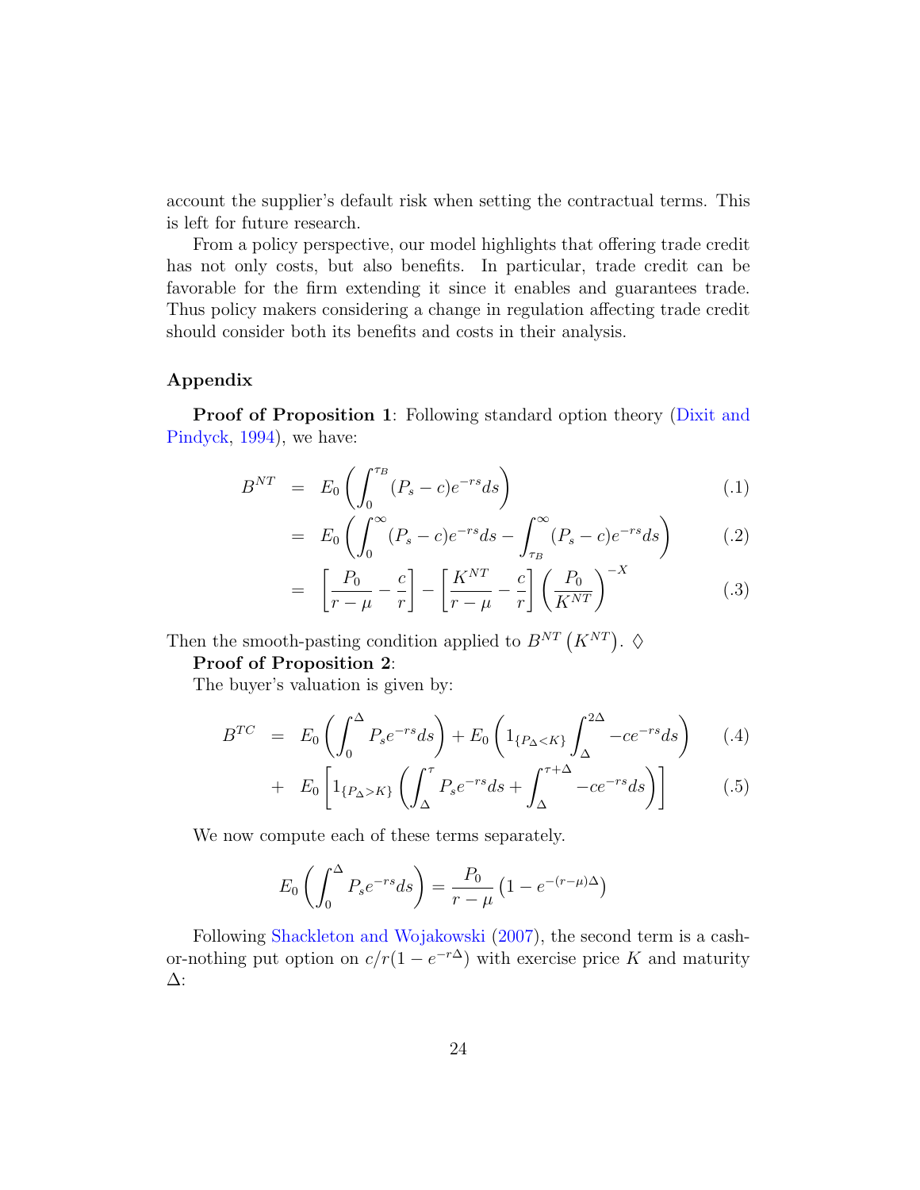account the supplier's default risk when setting the contractual terms. This is left for future research.

From a policy perspective, our model highlights that offering trade credit has not only costs, but also benefits. In particular, trade credit can be favorable for the firm extending it since it enables and guarantees trade. Thus policy makers considering a change in regulation affecting trade credit should consider both its benefits and costs in their analysis.

## Appendix

**Proof of Proposition 1**: Following standard option theory (Dixit and Pindyck, 1994), we have:

$$
\begin{aligned}
B^{NT} &= E_0\left(\int_0^{\tau_B}(P_s-c)e^{-rs}ds\right) && (.1)\\
&= E_0\left(\int_0^{\infty}(P_s-c)e^{-rs}ds-\int_{\tau_B}^{\infty}(P_s-c)e^{-rs}ds\right) && (.2)\\
&= \left[\frac{P_0}{r-\mu}-\frac{c}{r}\right]-\left[\frac{K^{NT}}{r-\mu}-\frac{c}{r}\right]\left(\frac{P_0}{K^{NT}}\right)^{-X} && (.3)
\end{aligned}
$$

Then the smooth-pasting condition applied to $B^{NT}\left(K^{NT}\right)$. $\diamondsuit$

**Proof of Proposition 2**:

The buyer's valuation is given by:

$$
\begin{aligned}
B^{TC} &= E_0\left(\int_0^{\Delta}P_s e^{-rs}ds\right)+E_0\left(1_{\{P_\Delta<K\}}\int_{\Delta}^{2\Delta}-ce^{-rs}ds\right) && (.4)\\
&+ E_0\left[1_{\{P_\Delta>K\}}\left(\int_{\Delta}^{\tau}P_s e^{-rs}ds+\int_{\Delta}^{\tau+\Delta}-ce^{-rs}ds\right)\right] && (.5)
\end{aligned}
$$

We now compute each of these terms separately.

$$
E_0\left(\int_0^{\Delta}P_s e^{-rs}ds\right)=\frac{P_0}{r-\mu}\left(1-e^{-(r-\mu)\Delta}\right)
$$

Following Shackleton and Wojakowski (2007), the second term is a cash-or-nothing put option on $c/r(1-e^{-r\Delta})$ with exercise price $K$ and maturity $\Delta$: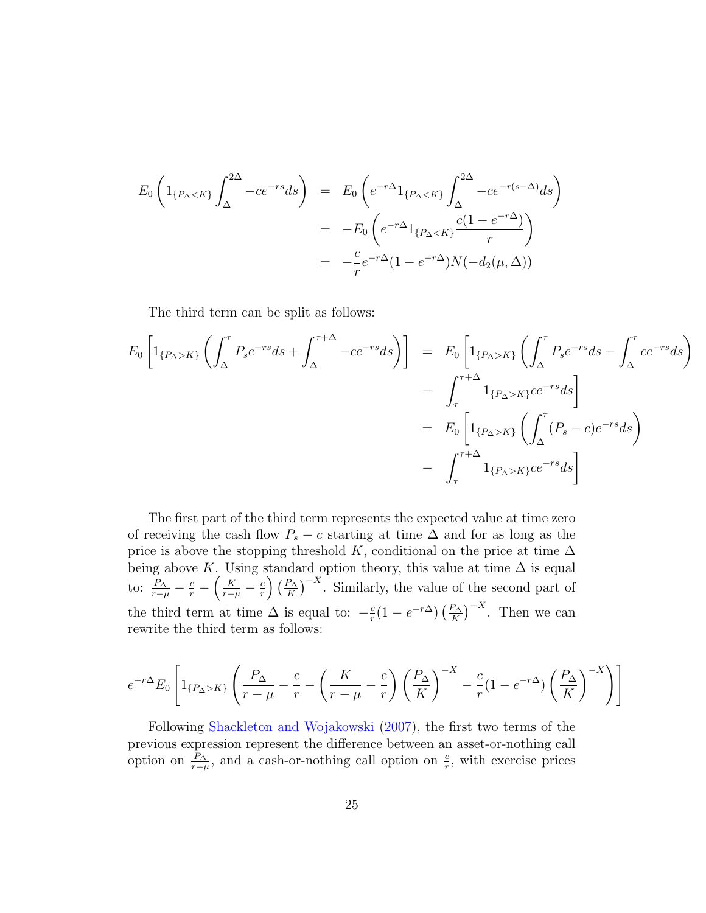$$
\begin{aligned}
E_0\left(1_{\{P_\Delta<K\}}\int_\Delta^{2\Delta}-ce^{-rs}ds\right) &= E_0\left(e^{-r\Delta}1_{\{P_\Delta<K\}}\int_\Delta^{2\Delta}-ce^{-r(s-\Delta)}ds\right)\\
&= -E_0\left(e^{-r\Delta}1_{\{P_\Delta<K\}}\frac{c(1-e^{-r\Delta})}{r}\right)\\
&= -\frac{c}{r}e^{-r\Delta}(1-e^{-r\Delta})N(-d_2(\mu,\Delta))
\end{aligned}
$$

The third term can be split as follows:

$$
\begin{aligned}
E_0\left[1_{\{P_\Delta>K\}}\left(\int_\Delta^{\tau}P_se^{-rs}ds+\int_\Delta^{\tau+\Delta}-ce^{-rs}ds\right)\right] &= E_0\left[1_{\{P_\Delta>K\}}\left(\int_\Delta^{\tau}P_se^{-rs}ds-\int_\Delta^{\tau}ce^{-rs}ds\right)\right.\\
&- \left.\int_\tau^{\tau+\Delta}1_{\{P_\Delta>K\}}ce^{-rs}ds\right]\\
&= E_0\left[1_{\{P_\Delta>K\}}\left(\int_\Delta^{\tau}(P_s-c)e^{-rs}ds\right)\right.\\
&- \left.\int_\tau^{\tau+\Delta}1_{\{P_\Delta>K\}}ce^{-rs}ds\right]
\end{aligned}
$$

The first part of the third term represents the expected value at time zero of receiving the cash flow $P_s-c$ starting at time $\Delta$ and for as long as the price is above the stopping threshold $K$, conditional on the price at time $\Delta$ being above $K$. Using standard option theory, this value at time $\Delta$ is equal to: $\frac{P_\Delta}{r-\mu}-\frac{c}{r}-\left(\frac{K}{r-\mu}-\frac{c}{r}\right)\left(\frac{P_\Delta}{K}\right)^{-X}$. Similarly, the value of the second part of the third term at time $\Delta$ is equal to: $-\frac{c}{r}(1-e^{-r\Delta})\left(\frac{P_\Delta}{K}\right)^{-X}$. Then we can rewrite the third term as follows:

$$
e^{-r\Delta}E_0\left[1_{\{P_\Delta>K\}}\left(\frac{P_\Delta}{r-\mu}-\frac{c}{r}-\left(\frac{K}{r-\mu}-\frac{c}{r}\right)\left(\frac{P_\Delta}{K}\right)^{-X}-\frac{c}{r}(1-e^{-r\Delta})\left(\frac{P_\Delta}{K}\right)^{-X}\right)\right]
$$

Following Shackleton and Wojakowski (2007), the first two terms of the previous expression represent the difference between an asset-or-nothing call option on $\frac{P_\Delta}{r-\mu}$, and a cash-or-nothing call option on $\frac{c}{r}$, with exercise prices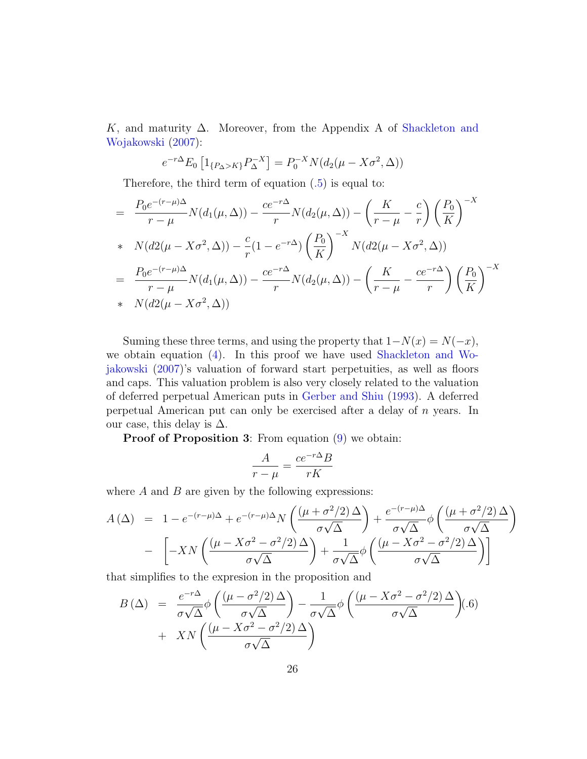$K$, and maturity $\Delta$. Moreover, from the Appendix A of Shackleton and Wojakowski (2007):

$$e^{-r\Delta}E_0\left[1_{\{P_\Delta>K\}}P_\Delta^{-X}\right]=P_0^{-X}N(d_2(\mu-X\sigma^2,\Delta))$$

Therefore, the third term of equation (.5) is equal to:

$$\begin{aligned}
&= \frac{P_0e^{-(r-\mu)\Delta}}{r-\mu}N(d_1(\mu,\Delta))-\frac{ce^{-r\Delta}}{r}N(d_2(\mu,\Delta))-\left(\frac{K}{r-\mu}-\frac{c}{r}\right)\left(\frac{P_0}{K}\right)^{-X}\\
&* \ N(d2(\mu-X\sigma^2,\Delta))-\frac{c}{r}(1-e^{-r\Delta})\left(\frac{P_0}{K}\right)^{-X}N(d2(\mu-X\sigma^2,\Delta))\\
&= \frac{P_0e^{-(r-\mu)\Delta}}{r-\mu}N(d_1(\mu,\Delta))-\frac{ce^{-r\Delta}}{r}N(d_2(\mu,\Delta))-\left(\frac{K}{r-\mu}-\frac{ce^{-r\Delta}}{r}\right)\left(\frac{P_0}{K}\right)^{-X}\\
&* \ N(d2(\mu-X\sigma^2,\Delta))
\end{aligned}$$

Suming these three terms, and using the property that $1-N(x)=N(-x)$, we obtain equation (4). In this proof we have used Shackleton and Wojakowski (2007)'s valuation of forward start perpetuities, as well as floors and caps. This valuation problem is also very closely related to the valuation of deferred perpetual American puts in Gerber and Shiu (1993). A deferred perpetual American put can only be exercised after a delay of $n$ years. In our case, this delay is $\Delta$.

**Proof of Proposition 3**: From equation (9) we obtain:

$$\frac{A}{r-\mu}=\frac{ce^{-r\Delta}B}{rK}$$

where $A$ and $B$ are given by the following expressions:

$$\begin{aligned}
A(\Delta) &= 1-e^{-(r-\mu)\Delta}+e^{-(r-\mu)\Delta}N\left(\frac{(\mu+\sigma^2/2)\,\Delta}{\sigma\sqrt{\Delta}}\right)+\frac{e^{-(r-\mu)\Delta}}{\sigma\sqrt{\Delta}}\phi\left(\frac{(\mu+\sigma^2/2)\,\Delta}{\sigma\sqrt{\Delta}}\right)\\
&- \left[-XN\left(\frac{(\mu-X\sigma^2-\sigma^2/2)\,\Delta}{\sigma\sqrt{\Delta}}\right)+\frac{1}{\sigma\sqrt{\Delta}}\phi\left(\frac{(\mu-X\sigma^2-\sigma^2/2)\,\Delta}{\sigma\sqrt{\Delta}}\right)\right]
\end{aligned}$$

that simplifies to the expresion in the proposition and

$$\begin{aligned}
B(\Delta) &= \frac{e^{-r\Delta}}{\sigma\sqrt{\Delta}}\phi\left(\frac{(\mu-\sigma^2/2)\,\Delta}{\sigma\sqrt{\Delta}}\right)-\frac{1}{\sigma\sqrt{\Delta}}\phi\left(\frac{(\mu-X\sigma^2-\sigma^2/2)\,\Delta}{\sigma\sqrt{\Delta}}\right) \qquad (.6)\\
&+ XN\left(\frac{(\mu-X\sigma^2-\sigma^2/2)\,\Delta}{\sigma\sqrt{\Delta}}\right)
\end{aligned}$$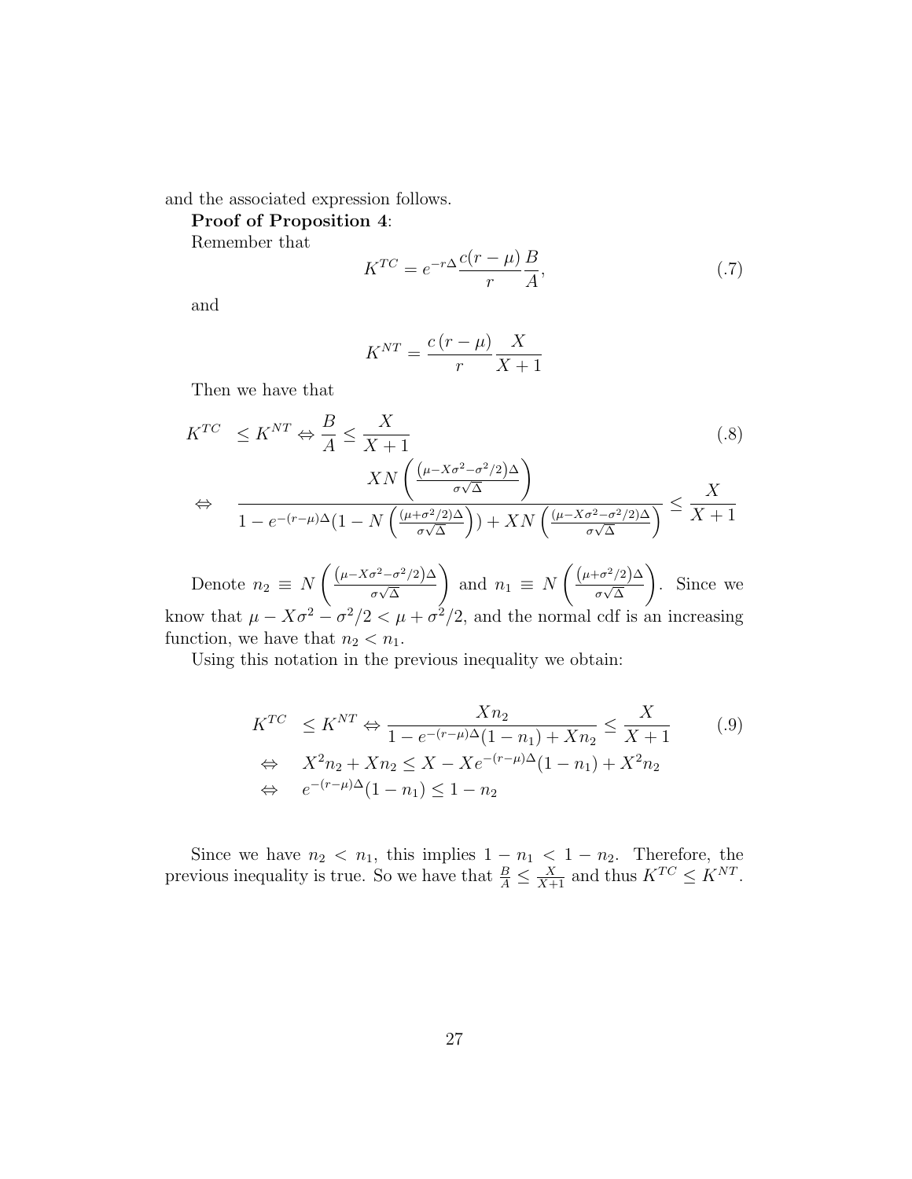and the associated expression follows.

**Proof of Proposition 4**:

Remember that

$$K^{TC} = e^{-r\Delta}\frac{c(r-\mu)}{r}\frac{B}{A}, \tag{.7}$$

and

$$K^{NT} = \frac{c\,(r-\mu)}{r}\frac{X}{X+1}$$

Then we have that

$$\begin{aligned} K^{TC} &\leq K^{NT} \Leftrightarrow \frac{B}{A} \leq \frac{X}{X+1} \\ \Leftrightarrow &\quad \frac{XN\left(\frac{\left(\mu - X\sigma^2 - \sigma^2/2\right)\Delta}{\sigma\sqrt{\Delta}}\right)}{1 - e^{-(r-\mu)\Delta}(1 - N\left(\frac{(\mu+\sigma^2/2)\Delta}{\sigma\sqrt{\Delta}}\right)) + XN\left(\frac{(\mu - X\sigma^2 - \sigma^2/2)\Delta}{\sigma\sqrt{\Delta}}\right)} \leq \frac{X}{X+1} \end{aligned} \tag{.8}$$

Denote $n_2 \equiv N\left(\frac{\left(\mu - X\sigma^2 - \sigma^2/2\right)\Delta}{\sigma\sqrt{\Delta}}\right)$ and $n_1 \equiv N\left(\frac{\left(\mu+\sigma^2/2\right)\Delta}{\sigma\sqrt{\Delta}}\right)$. Since we know that $\mu - X\sigma^2 - \sigma^2/2 < \mu + \sigma^2/2$, and the normal cdf is an increasing function, we have that $n_2 < n_1$.

Using this notation in the previous inequality we obtain:

$$\begin{aligned} K^{TC} &\leq K^{NT} \Leftrightarrow \frac{Xn_2}{1 - e^{-(r-\mu)\Delta}(1-n_1) + Xn_2} \leq \frac{X}{X+1} \\ \Leftrightarrow &\quad X^2 n_2 + Xn_2 \leq X - Xe^{-(r-\mu)\Delta}(1-n_1) + X^2 n_2 \\ \Leftrightarrow &\quad e^{-(r-\mu)\Delta}(1-n_1) \leq 1 - n_2 \end{aligned} \tag{.9}$$

Since we have $n_2 < n_1$, this implies $1 - n_1 < 1 - n_2$. Therefore, the previous inequality is true. So we have that $\frac{B}{A} \leq \frac{X}{X+1}$ and thus $K^{TC} \leq K^{NT}$.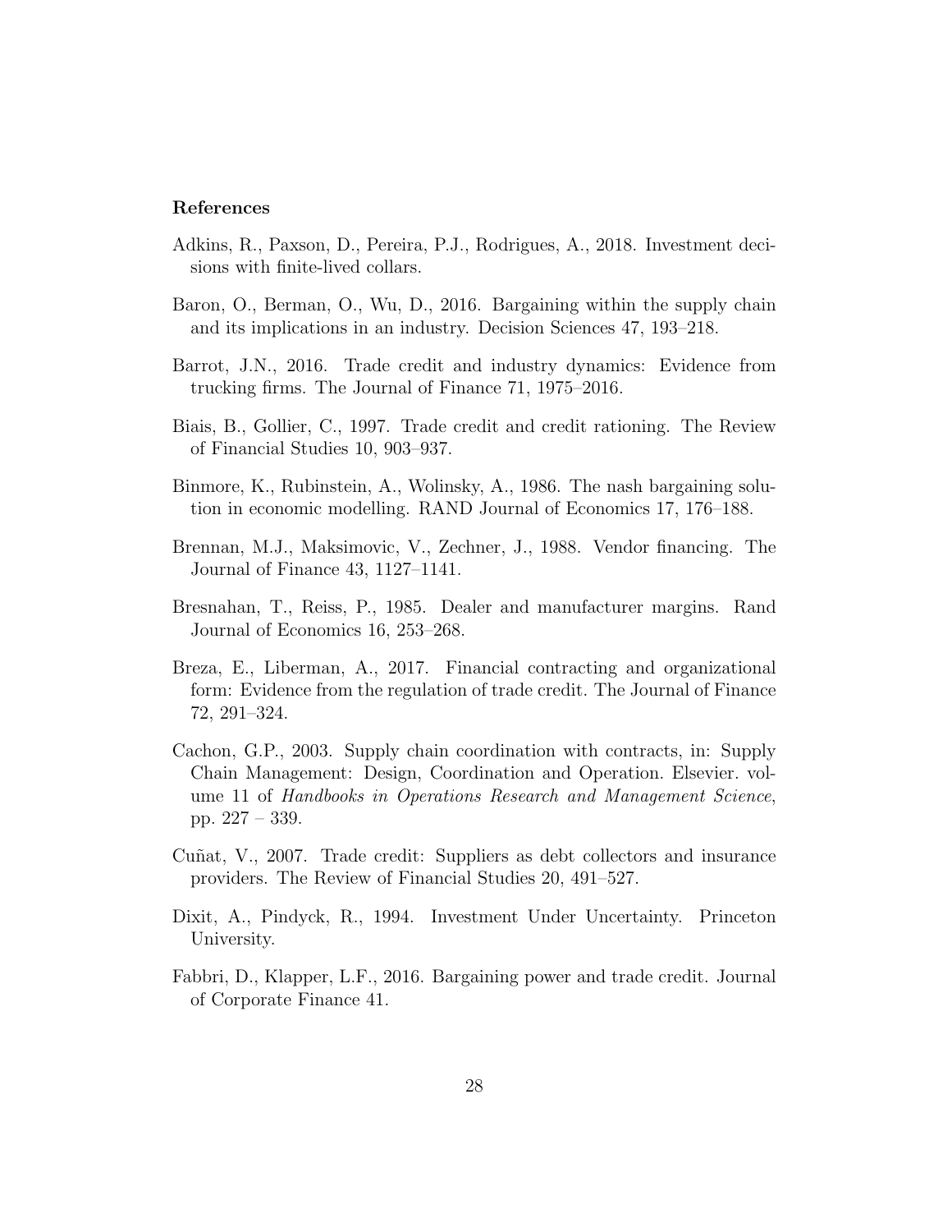# References

Adkins, R., Paxson, D., Pereira, P.J., Rodrigues, A., 2018. Investment decisions with finite-lived collars.

Baron, O., Berman, O., Wu, D., 2016. Bargaining within the supply chain and its implications in an industry. Decision Sciences 47, 193–218.

Barrot, J.N., 2016. Trade credit and industry dynamics: Evidence from trucking firms. The Journal of Finance 71, 1975–2016.

Biais, B., Gollier, C., 1997. Trade credit and credit rationing. The Review of Financial Studies 10, 903–937.

Binmore, K., Rubinstein, A., Wolinsky, A., 1986. The nash bargaining solution in economic modelling. RAND Journal of Economics 17, 176–188.

Brennan, M.J., Maksimovic, V., Zechner, J., 1988. Vendor financing. The Journal of Finance 43, 1127–1141.

Bresnahan, T., Reiss, P., 1985. Dealer and manufacturer margins. Rand Journal of Economics 16, 253–268.

Breza, E., Liberman, A., 2017. Financial contracting and organizational form: Evidence from the regulation of trade credit. The Journal of Finance 72, 291–324.

Cachon, G.P., 2003. Supply chain coordination with contracts, in: Supply Chain Management: Design, Coordination and Operation. Elsevier. volume 11 of *Handbooks in Operations Research and Management Science*, pp. 227 – 339.

Cuñat, V., 2007. Trade credit: Suppliers as debt collectors and insurance providers. The Review of Financial Studies 20, 491–527.

Dixit, A., Pindyck, R., 1994. Investment Under Uncertainty. Princeton University.

Fabbri, D., Klapper, L.F., 2016. Bargaining power and trade credit. Journal of Corporate Finance 41.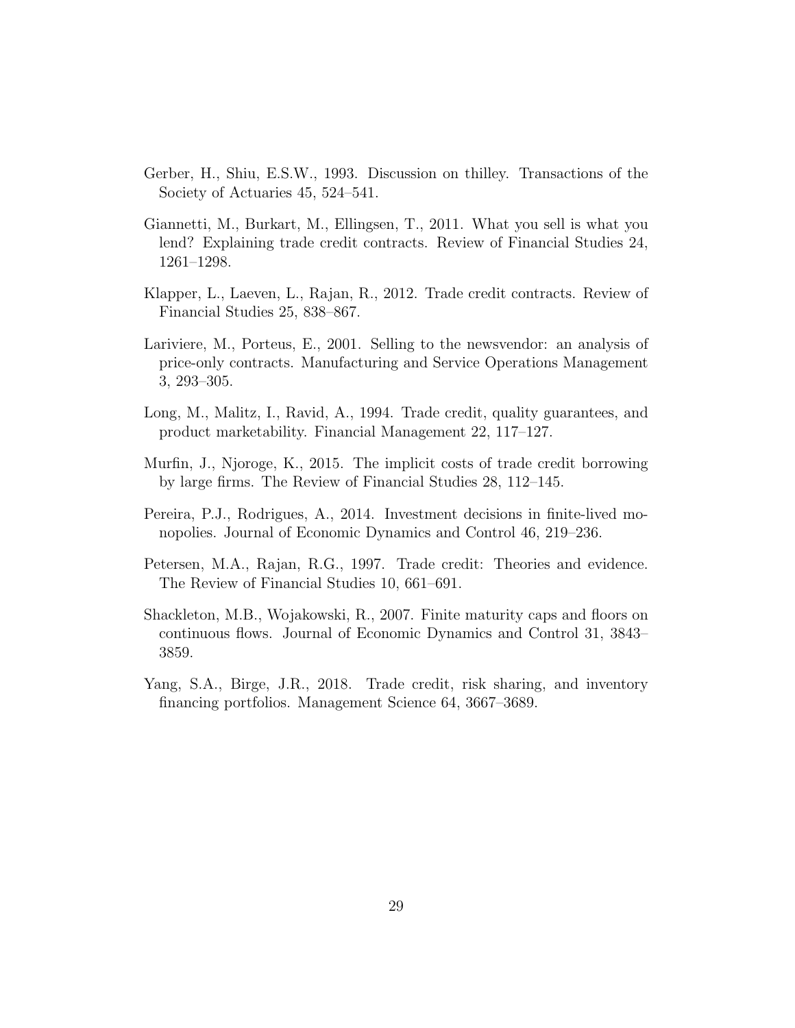Gerber, H., Shiu, E.S.W., 1993. Discussion on thilley. Transactions of the Society of Actuaries 45, 524–541.

Giannetti, M., Burkart, M., Ellingsen, T., 2011. What you sell is what you lend? Explaining trade credit contracts. Review of Financial Studies 24, 1261–1298.

Klapper, L., Laeven, L., Rajan, R., 2012. Trade credit contracts. Review of Financial Studies 25, 838–867.

Lariviere, M., Porteus, E., 2001. Selling to the newsvendor: an analysis of price-only contracts. Manufacturing and Service Operations Management 3, 293–305.

Long, M., Malitz, I., Ravid, A., 1994. Trade credit, quality guarantees, and product marketability. Financial Management 22, 117–127.

Murfin, J., Njoroge, K., 2015. The implicit costs of trade credit borrowing by large firms. The Review of Financial Studies 28, 112–145.

Pereira, P.J., Rodrigues, A., 2014. Investment decisions in finite-lived monopolies. Journal of Economic Dynamics and Control 46, 219–236.

Petersen, M.A., Rajan, R.G., 1997. Trade credit: Theories and evidence. The Review of Financial Studies 10, 661–691.

Shackleton, M.B., Wojakowski, R., 2007. Finite maturity caps and floors on continuous flows. Journal of Economic Dynamics and Control 31, 3843–3859.

Yang, S.A., Birge, J.R., 2018. Trade credit, risk sharing, and inventory financing portfolios. Management Science 64, 3667–3689.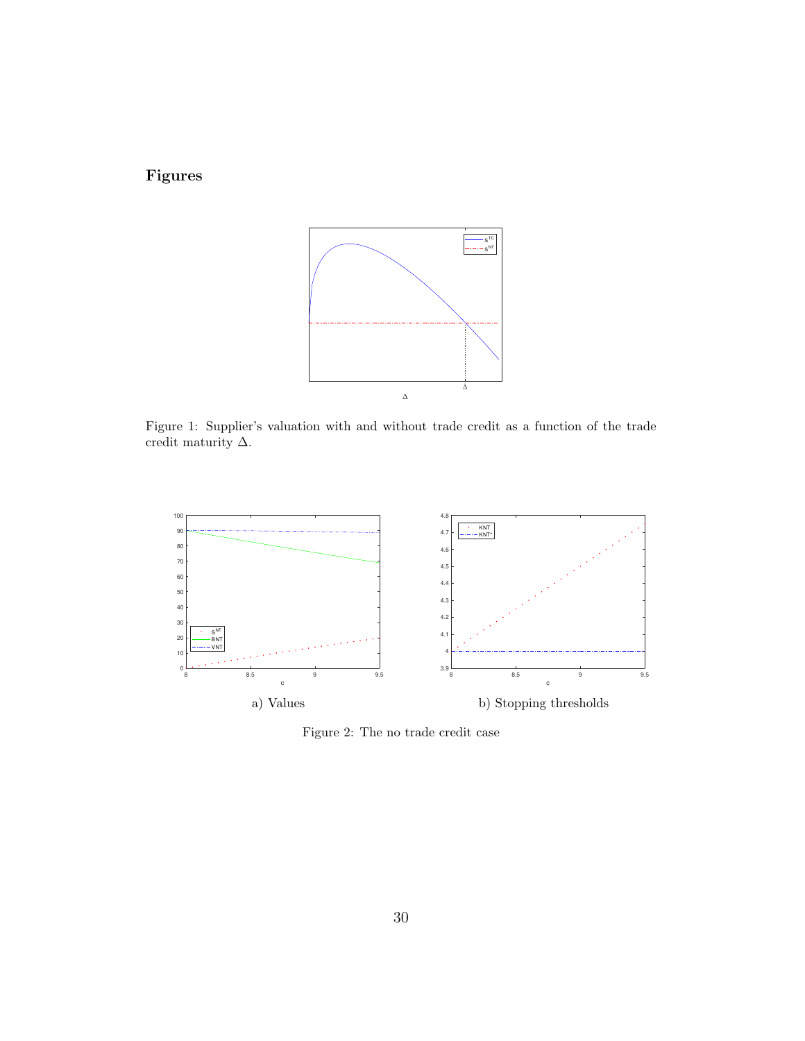# Figures

Figure 1: Supplier's valuation with and without trade credit as a function of the trade credit maturity $\Delta$.

a) Values

b) Stopping thresholds

Figure 2: The no trade credit case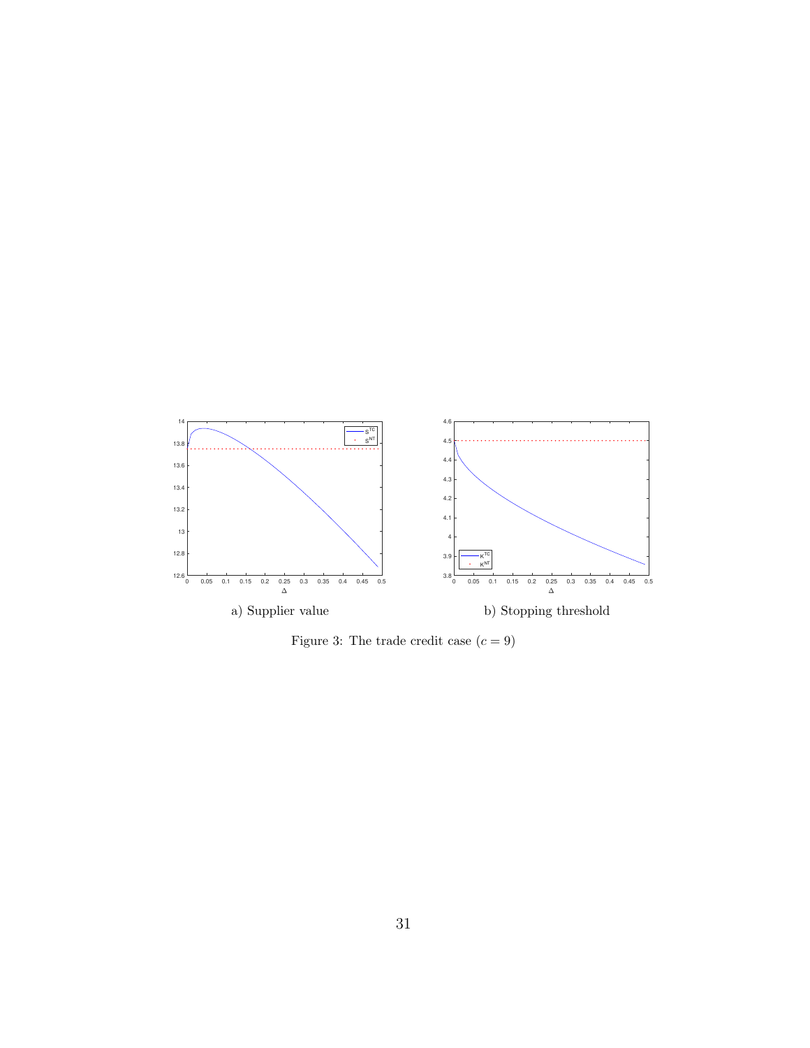a) Supplier value

b) Stopping threshold

Figure 3: The trade credit case ($c = 9$)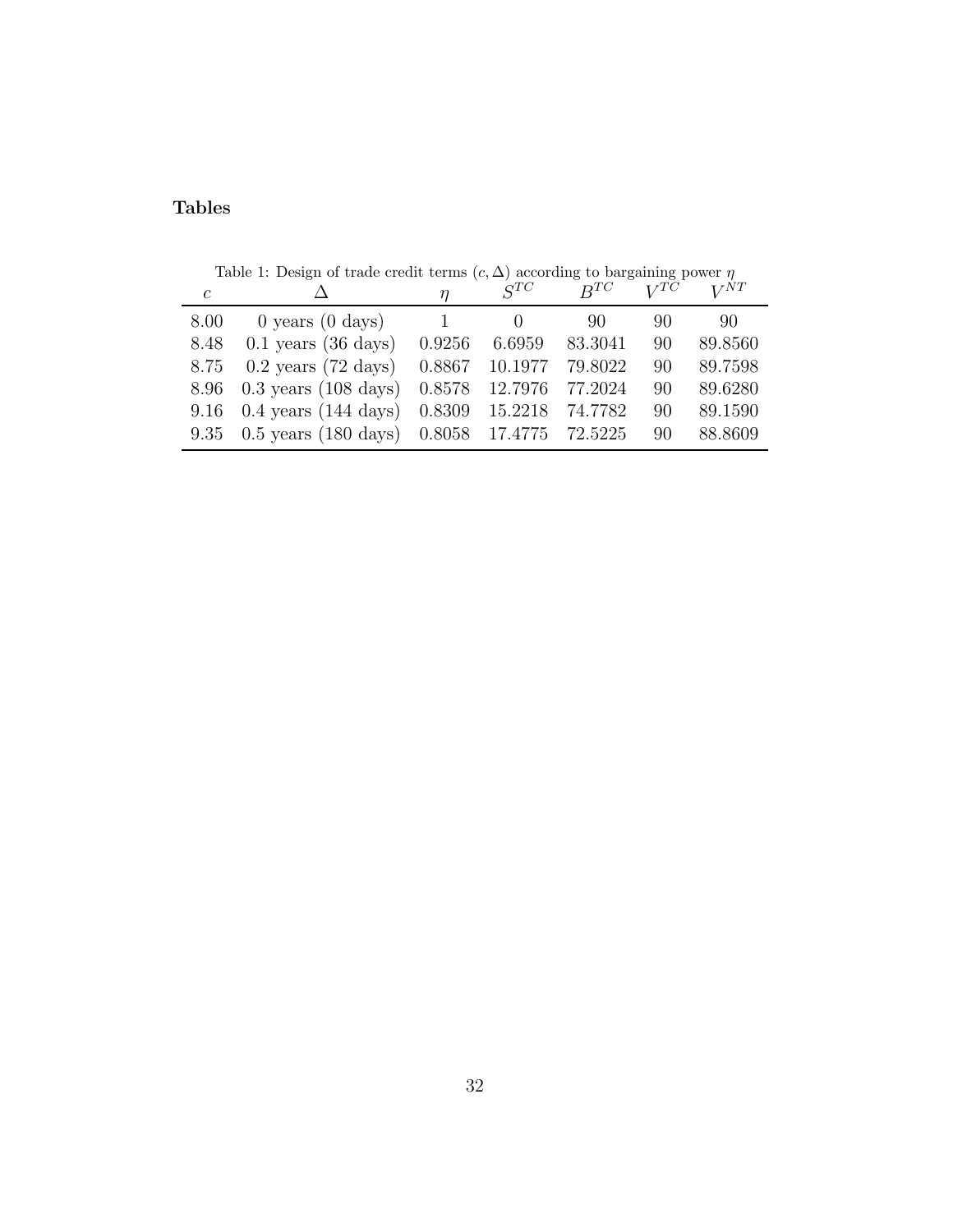# Tables

Table 1: Design of trade credit terms $(c, \Delta)$ according to bargaining power $\eta$

| $c$ | $\Delta$ | $\eta$ | $S^{TC}$ | $B^{TC}$ | $V^{TC}$ | $V^{NT}$ |
|---|---|---|---|---|---|---|
| 8.00 | 0 years (0 days) | 1 | 0 | 90 | 90 | 90 |
| 8.48 | 0.1 years (36 days) | 0.9256 | 6.6959 | 83.3041 | 90 | 89.8560 |
| 8.75 | 0.2 years (72 days) | 0.8867 | 10.1977 | 79.8022 | 90 | 89.7598 |
| 8.96 | 0.3 years (108 days) | 0.8578 | 12.7976 | 77.2024 | 90 | 89.6280 |
| 9.16 | 0.4 years (144 days) | 0.8309 | 15.2218 | 74.7782 | 90 | 89.1590 |
| 9.35 | 0.5 years (180 days) | 0.8058 | 17.4775 | 72.5225 | 90 | 88.8609 |